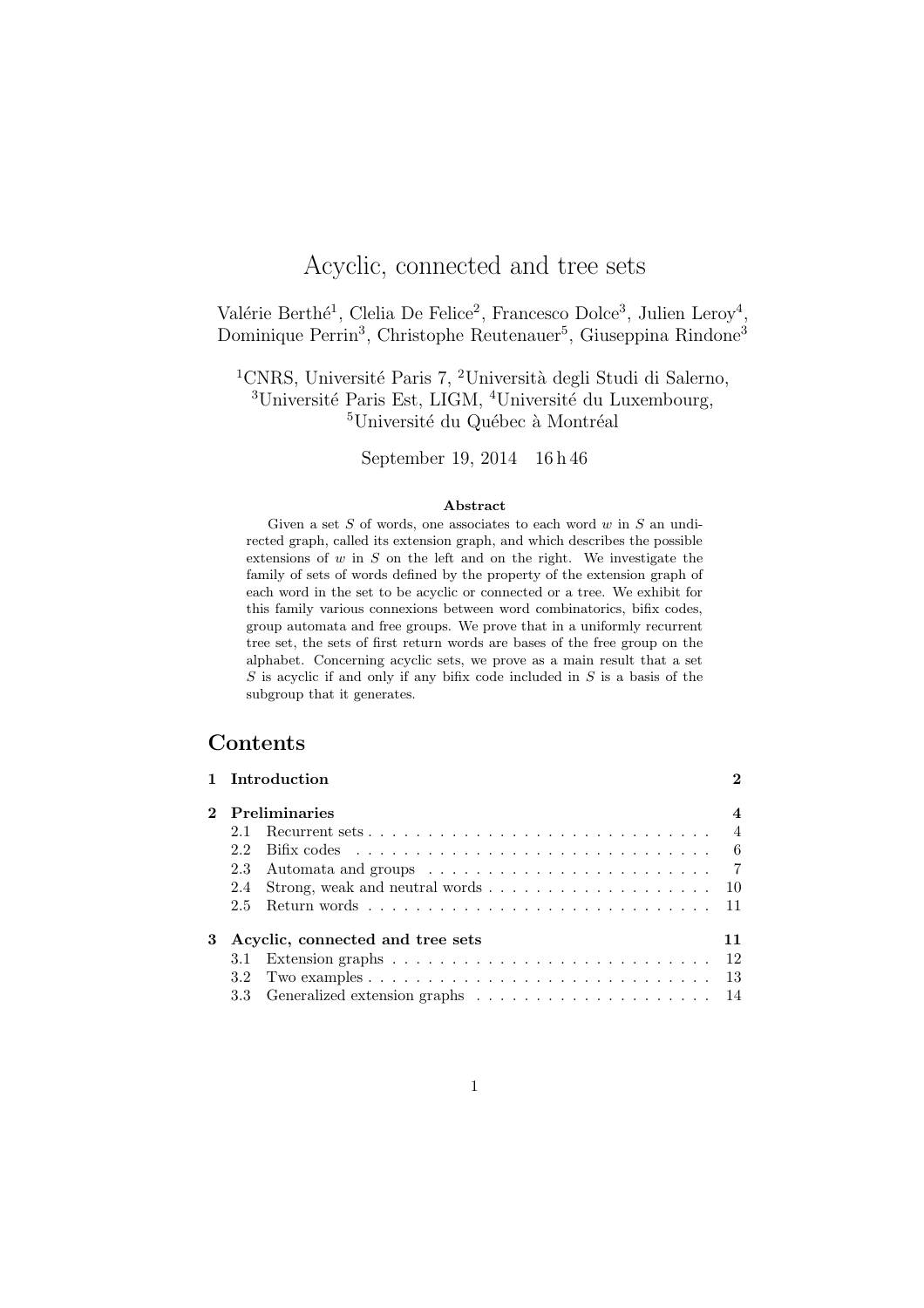# Acyclic, connected and tree sets

Valérie Berthé[1], Clelia De Felice[2], Francesco Dolce[3], Julien Leroy[4], Dominique Perrin[3], Christophe Reutenauer[5], Giuseppina Rindone[3]

[1]CNRS, Université Paris 7, [2]Università degli Studi di Salerno, [3]Université Paris Est, LIGM, [4]Université du Luxembourg, [5]Université du Québec à Montréal

September 19, 2014 16 h 46

**Abstract**

Given a set $S$ of words, one associates to each word $w$ in $S$ an undirected graph, called its extension graph, and which describes the possible extensions of $w$ in $S$ on the left and on the right. We investigate the family of sets of words defined by the property of the extension graph of each word in the set to be acyclic or connected or a tree. We exhibit for this family various connexions between word combinatorics, bifix codes, group automata and free groups. We prove that in a uniformly recurrent tree set, the sets of first return words are bases of the free group on the alphabet. Concerning acyclic sets, we prove as a main result that a set $S$ is acyclic if and only if any bifix code included in $S$ is a basis of the subgroup that it generates.

## Contents

- **1 Introduction** — 2
- **2 Preliminaries** — 4
  - 2.1 Recurrent sets — 4
  - 2.2 Bifix codes — 6
  - 2.3 Automata and groups — 7
  - 2.4 Strong, weak and neutral words — 10
  - 2.5 Return words — 11
- **3 Acyclic, connected and tree sets** — 11
  - 3.1 Extension graphs — 12
  - 3.2 Two examples — 13
  - 3.3 Generalized extension graphs — 14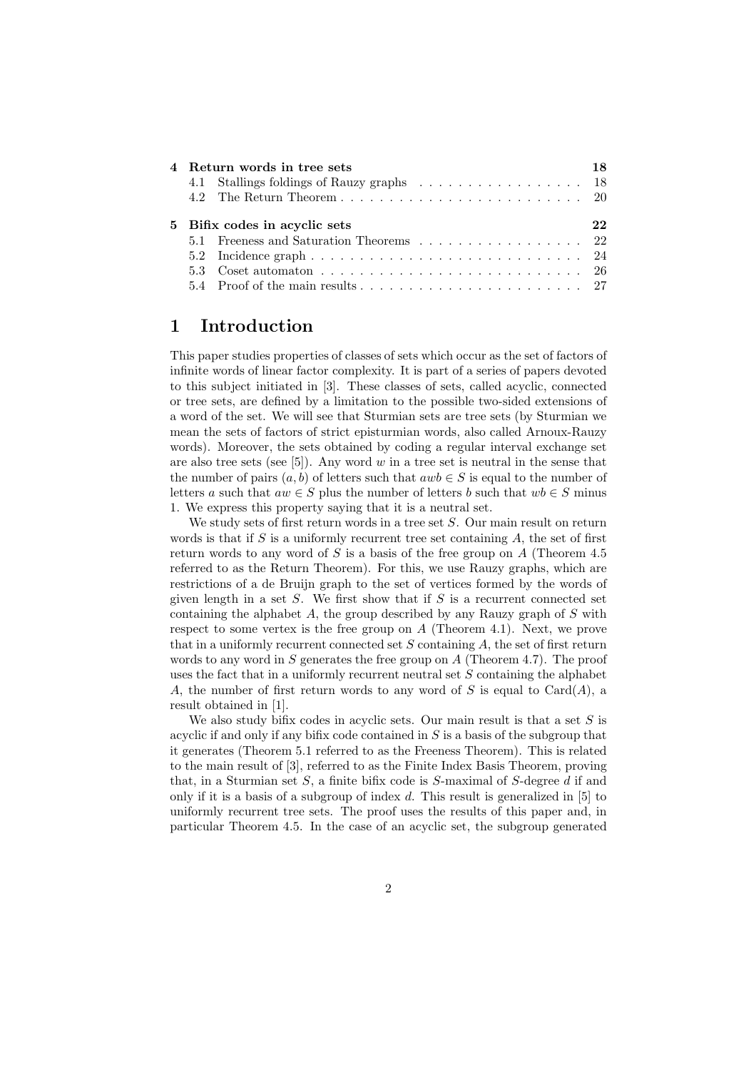| | | |
|---|---|---|
| **4** | **Return words in tree sets** | **18** |
| | 4.1 Stallings foldings of Rauzy graphs | 18 |
| | 4.2 The Return Theorem | 20 |
| **5** | **Bifix codes in acyclic sets** | **22** |
| | 5.1 Freeness and Saturation Theorems | 22 |
| | 5.2 Incidence graph | 24 |
| | 5.3 Coset automaton | 26 |
| | 5.4 Proof of the main results | 27 |

# 1 Introduction

This paper studies properties of classes of sets which occur as the set of factors of infinite words of linear factor complexity. It is part of a series of papers devoted to this subject initiated in [3]. These classes of sets, called acyclic, connected or tree sets, are defined by a limitation to the possible two-sided extensions of a word of the set. We will see that Sturmian sets are tree sets (by Sturmian we mean the sets of factors of strict episturmian words, also called Arnoux-Rauzy words). Moreover, the sets obtained by coding a regular interval exchange set are also tree sets (see [5]). Any word $w$ in a tree set $S$ is neutral in the sense that the number of pairs $(a, b)$ of letters such that $awb \in S$ is equal to the number of letters $a$ such that $aw \in S$ plus the number of letters $b$ such that $wb \in S$ minus 1. We express this property saying that it is a neutral set.

We study sets of first return words in a tree set $S$. Our main result on return words is that if $S$ is a uniformly recurrent tree set containing $A$, the set of first return words to any word of $S$ is a basis of the free group on $A$ (Theorem 4.5 referred to as the Return Theorem). For this, we use Rauzy graphs, which are restrictions of a de Bruijn graph to the set of vertices formed by the words of given length in a set $S$. We first show that if $S$ is a recurrent connected set containing the alphabet $A$, the group described by any Rauzy graph of $S$ with respect to some vertex is the free group on $A$ (Theorem 4.1). Next, we prove that in a uniformly recurrent connected set $S$ containing $A$, the set of first return words to any word in $S$ generates the free group on $A$ (Theorem 4.7). The proof uses the fact that in a uniformly recurrent neutral set $S$ containing the alphabet $A$, the number of first return words to any word of $S$ is equal to $\mathrm{Card}(A)$, a result obtained in [1].

We also study bifix codes in acyclic sets. Our main result is that a set $S$ is acyclic if and only if any bifix code contained in $S$ is a basis of the subgroup that it generates (Theorem 5.1 referred to as the Freeness Theorem). This is related to the main result of [3], referred to as the Finite Index Basis Theorem, proving that, in a Sturmian set $S$, a finite bifix code is $S$-maximal of $S$-degree $d$ if and only if it is a basis of a subgroup of index $d$. This result is generalized in [5] to uniformly recurrent tree sets. The proof uses the results of this paper and, in particular Theorem 4.5. In the case of an acyclic set, the subgroup generated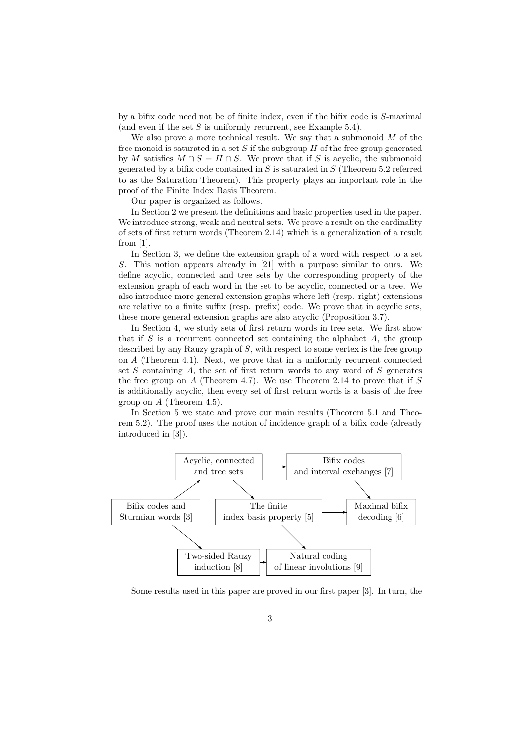by a bifix code need not be of finite index, even if the bifix code is $S$-maximal (and even if the set $S$ is uniformly recurrent, see Example 5.4).

We also prove a more technical result. We say that a submonoid $M$ of the free monoid is saturated in a set $S$ if the subgroup $H$ of the free group generated by $M$ satisfies $M \cap S = H \cap S$. We prove that if $S$ is acyclic, the submonoid generated by a bifix code contained in $S$ is saturated in $S$ (Theorem 5.2 referred to as the Saturation Theorem). This property plays an important role in the proof of the Finite Index Basis Theorem.

Our paper is organized as follows.

In Section 2 we present the definitions and basic properties used in the paper. We introduce strong, weak and neutral sets. We prove a result on the cardinality of sets of first return words (Theorem 2.14) which is a generalization of a result from [1].

In Section 3, we define the extension graph of a word with respect to a set $S$. This notion appears already in [21] with a purpose similar to ours. We define acyclic, connected and tree sets by the corresponding property of the extension graph of each word in the set to be acyclic, connected or a tree. We also introduce more general extension graphs where left (resp. right) extensions are relative to a finite suffix (resp. prefix) code. We prove that in acyclic sets, these more general extension graphs are also acyclic (Proposition 3.7).

In Section 4, we study sets of first return words in tree sets. We first show that if $S$ is a recurrent connected set containing the alphabet $A$, the group described by any Rauzy graph of $S$, with respect to some vertex is the free group on $A$ (Theorem 4.1). Next, we prove that in a uniformly recurrent connected set $S$ containing $A$, the set of first return words to any word of $S$ generates the free group on $A$ (Theorem 4.7). We use Theorem 2.14 to prove that if $S$ is additionally acyclic, then every set of first return words is a basis of the free group on $A$ (Theorem 4.5).

In Section 5 we state and prove our main results (Theorem 5.1 and Theorem 5.2). The proof uses the notion of incidence graph of a bifix code (already introduced in [3]).

| From | To |
| --- | --- |
| Bifix codes and Sturmian words [3] | Acyclic, connected and tree sets |
| Bifix codes and Sturmian words [3] | Two-sided Rauzy induction [8] |
| Acyclic, connected and tree sets | Bifix codes and interval exchanges [7] |
| Acyclic, connected and tree sets | The finite index basis property [5] |
| Bifix codes and interval exchanges [7] | Maximal bifix decoding [6] |
| The finite index basis property [5] | Maximal bifix decoding [6] |
| The finite index basis property [5] | Natural coding of linear involutions [9] |
| Two-sided Rauzy induction [8] | Natural coding of linear involutions [9] |

Some results used in this paper are proved in our first paper [3]. In turn, the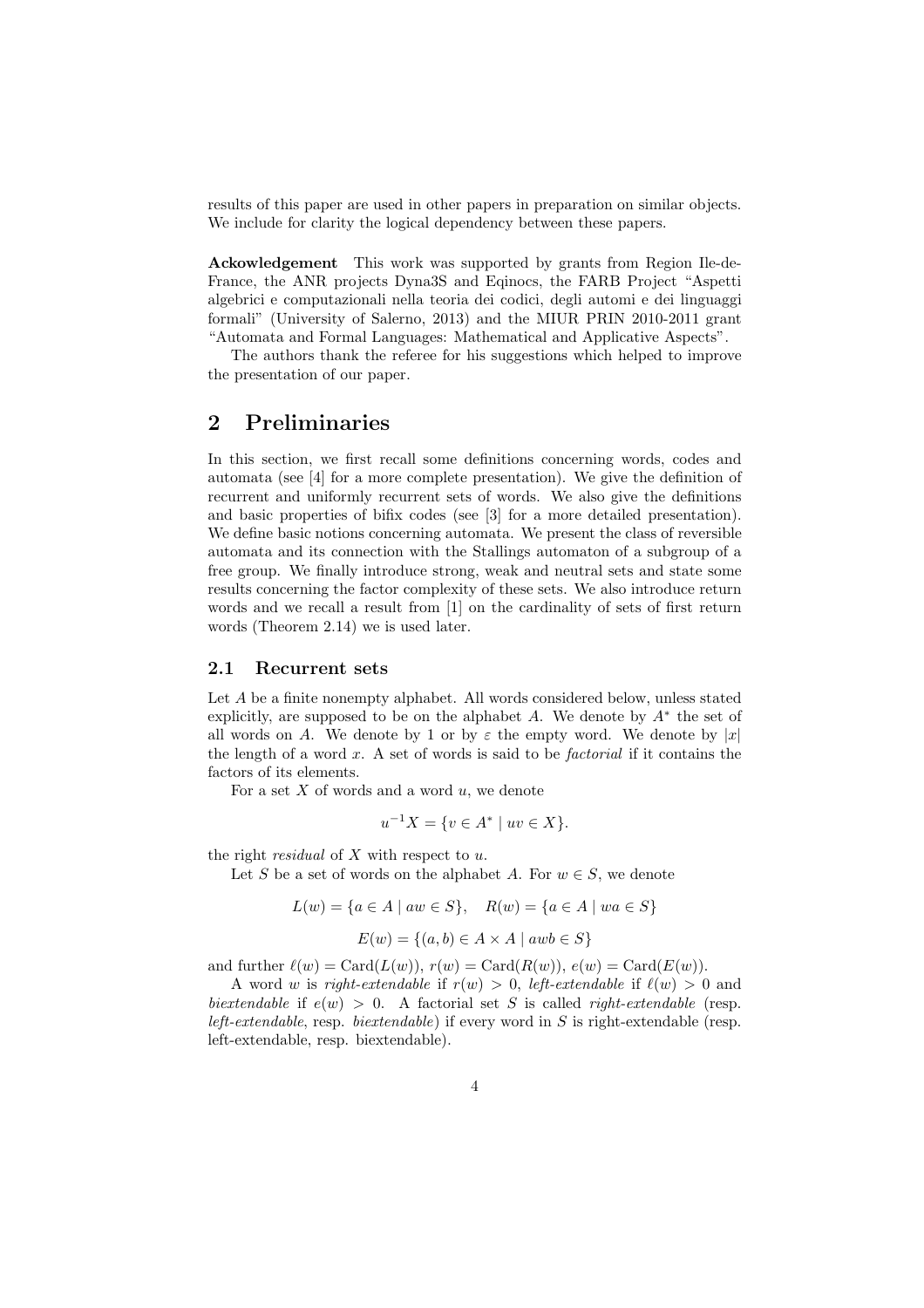results of this paper are used in other papers in preparation on similar objects. We include for clarity the logical dependency between these papers.

**Ackowledgement** This work was supported by grants from Region Ile-de-France, the ANR projects Dyna3S and Eqinocs, the FARB Project "Aspetti algebrici e computazionali nella teoria dei codici, degli automi e dei linguaggi formali" (University of Salerno, 2013) and the MIUR PRIN 2010-2011 grant "Automata and Formal Languages: Mathematical and Applicative Aspects".

The authors thank the referee for his suggestions which helped to improve the presentation of our paper.

# 2 Preliminaries

In this section, we first recall some definitions concerning words, codes and automata (see [4] for a more complete presentation). We give the definition of recurrent and uniformly recurrent sets of words. We also give the definitions and basic properties of bifix codes (see [3] for a more detailed presentation). We define basic notions concerning automata. We present the class of reversible automata and its connection with the Stallings automaton of a subgroup of a free group. We finally introduce strong, weak and neutral sets and state some results concerning the factor complexity of these sets. We also introduce return words and we recall a result from [1] on the cardinality of sets of first return words (Theorem 2.14) we is used later.

## 2.1 Recurrent sets

Let $A$ be a finite nonempty alphabet. All words considered below, unless stated explicitly, are supposed to be on the alphabet $A$. We denote by $A^*$ the set of all words on $A$. We denote by 1 or by $\varepsilon$ the empty word. We denote by $|x|$ the length of a word $x$. A set of words is said to be *factorial* if it contains the factors of its elements.

For a set $X$ of words and a word $u$, we denote

$$u^{-1}X = \{v \in A^* \mid uv \in X\}.$$

the right *residual* of $X$ with respect to $u$.

Let $S$ be a set of words on the alphabet $A$. For $w \in S$, we denote

$$L(w) = \{a \in A \mid aw \in S\}, \quad R(w) = \{a \in A \mid wa \in S\}$$

$$E(w) = \{(a, b) \in A \times A \mid awb \in S\}$$

and further $\ell(w) = \mathrm{Card}(L(w))$, $r(w) = \mathrm{Card}(R(w))$, $e(w) = \mathrm{Card}(E(w))$.

A word $w$ is *right-extendable* if $r(w) > 0$, *left-extendable* if $\ell(w) > 0$ and *biextendable* if $e(w) > 0$. A factorial set $S$ is called *right-extendable* (resp. *left-extendable*, resp. *biextendable*) if every word in $S$ is right-extendable (resp. left-extendable, resp. biextendable).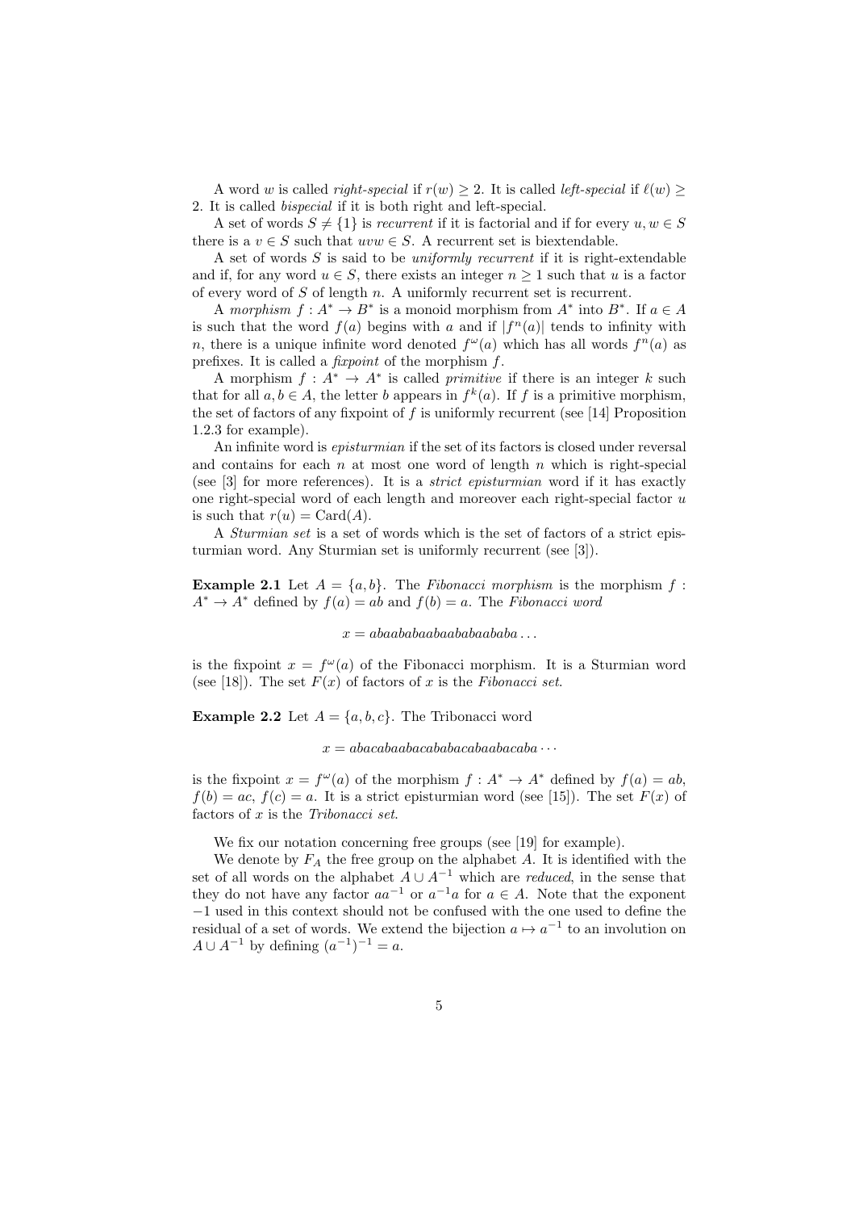A word $w$ is called *right-special* if $r(w) \geq 2$. It is called *left-special* if $\ell(w) \geq 2$. It is called *bispecial* if it is both right and left-special.

A set of words $S \neq \{1\}$ is *recurrent* if it is factorial and if for every $u, w \in S$ there is a $v \in S$ such that $uvw \in S$. A recurrent set is biextendable.

A set of words $S$ is said to be *uniformly recurrent* if it is right-extendable and if, for any word $u \in S$, there exists an integer $n \geq 1$ such that $u$ is a factor of every word of $S$ of length $n$. A uniformly recurrent set is recurrent.

A *morphism* $f : A^* \to B^*$ is a monoid morphism from $A^*$ into $B^*$. If $a \in A$ is such that the word $f(a)$ begins with $a$ and if $|f^n(a)|$ tends to infinity with $n$, there is a unique infinite word denoted $f^\omega(a)$ which has all words $f^n(a)$ as prefixes. It is called a *fixpoint* of the morphism $f$.

A morphism $f : A^* \to A^*$ is called *primitive* if there is an integer $k$ such that for all $a, b \in A$, the letter $b$ appears in $f^k(a)$. If $f$ is a primitive morphism, the set of factors of any fixpoint of $f$ is uniformly recurrent (see [14] Proposition 1.2.3 for example).

An infinite word is *episturmian* if the set of its factors is closed under reversal and contains for each $n$ at most one word of length $n$ which is right-special (see [3] for more references). It is a *strict episturmian* word if it has exactly one right-special word of each length and moreover each right-special factor $u$ is such that $r(u) = \mathrm{Card}(A)$.

A *Sturmian set* is a set of words which is the set of factors of a strict episturmian word. Any Sturmian set is uniformly recurrent (see [3]).

**Example 2.1** Let $A = \{a, b\}$. The *Fibonacci morphism* is the morphism $f : A^* \to A^*$ defined by $f(a) = ab$ and $f(b) = a$. The *Fibonacci word*

$$x = abaababaabaababaababa\ldots$$

is the fixpoint $x = f^\omega(a)$ of the Fibonacci morphism. It is a Sturmian word (see [18]). The set $F(x)$ of factors of $x$ is the *Fibonacci set*.

**Example 2.2** Let $A = \{a, b, c\}$. The Tribonacci word

$$x = abacabaabacababacabaabacaba\cdots$$

is the fixpoint $x = f^\omega(a)$ of the morphism $f : A^* \to A^*$ defined by $f(a) = ab$, $f(b) = ac$, $f(c) = a$. It is a strict episturmian word (see [15]). The set $F(x)$ of factors of $x$ is the *Tribonacci set*.

We fix our notation concerning free groups (see [19] for example).

We denote by $F_A$ the free group on the alphabet $A$. It is identified with the set of all words on the alphabet $A \cup A^{-1}$ which are *reduced*, in the sense that they do not have any factor $aa^{-1}$ or $a^{-1}a$ for $a \in A$. Note that the exponent $-1$ used in this context should not be confused with the one used to define the residual of a set of words. We extend the bijection $a \mapsto a^{-1}$ to an involution on $A \cup A^{-1}$ by defining $(a^{-1})^{-1} = a$.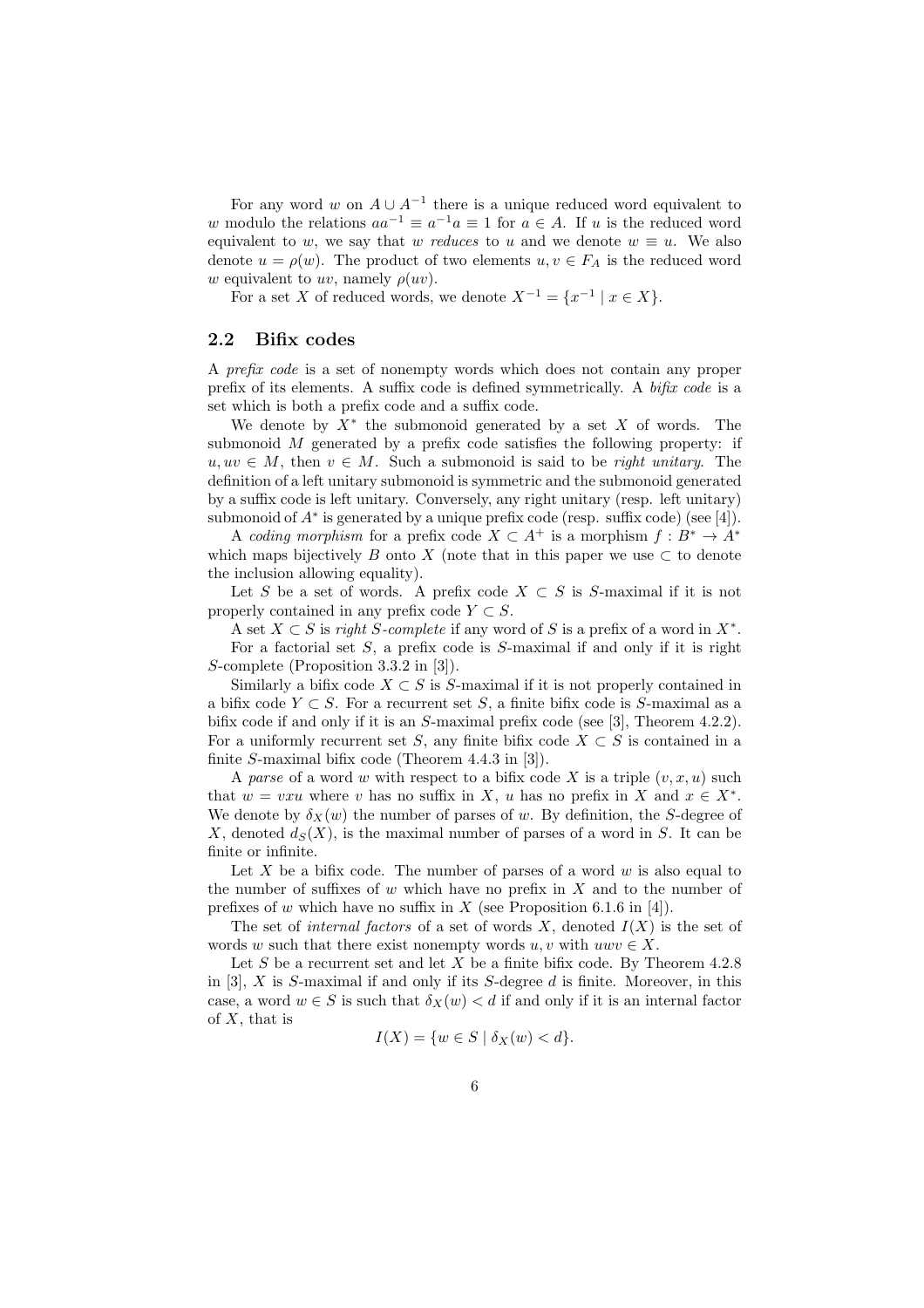For any word $w$ on $A \cup A^{-1}$ there is a unique reduced word equivalent to $w$ modulo the relations $aa^{-1} \equiv a^{-1}a \equiv 1$ for $a \in A$. If $u$ is the reduced word equivalent to $w$, we say that $w$ *reduces* to $u$ and we denote $w \equiv u$. We also denote $u = \rho(w)$. The product of two elements $u, v \in F_A$ is the reduced word $w$ equivalent to $uv$, namely $\rho(uv)$.

For a set $X$ of reduced words, we denote $X^{-1} = \{x^{-1} \mid x \in X\}$.

## 2.2 Bifix codes

A *prefix code* is a set of nonempty words which does not contain any proper prefix of its elements. A suffix code is defined symmetrically. A *bifix code* is a set which is both a prefix code and a suffix code.

We denote by $X^*$ the submonoid generated by a set $X$ of words. The submonoid $M$ generated by a prefix code satisfies the following property: if $u, uv \in M$, then $v \in M$. Such a submonoid is said to be *right unitary*. The definition of a left unitary submonoid is symmetric and the submonoid generated by a suffix code is left unitary. Conversely, any right unitary (resp. left unitary) submonoid of $A^*$ is generated by a unique prefix code (resp. suffix code) (see [4]).

A *coding morphism* for a prefix code $X \subset A^+$ is a morphism $f : B^* \to A^*$ which maps bijectively $B$ onto $X$ (note that in this paper we use $\subset$ to denote the inclusion allowing equality).

Let $S$ be a set of words. A prefix code $X \subset S$ is $S$-maximal if it is not properly contained in any prefix code $Y \subset S$.

A set $X \subset S$ is *right $S$-complete* if any word of $S$ is a prefix of a word in $X^*$.

For a factorial set $S$, a prefix code is $S$-maximal if and only if it is right $S$-complete (Proposition 3.3.2 in [3]).

Similarly a bifix code $X \subset S$ is $S$-maximal if it is not properly contained in a bifix code $Y \subset S$. For a recurrent set $S$, a finite bifix code is $S$-maximal as a bifix code if and only if it is an $S$-maximal prefix code (see [3], Theorem 4.2.2). For a uniformly recurrent set $S$, any finite bifix code $X \subset S$ is contained in a finite $S$-maximal bifix code (Theorem 4.4.3 in [3]).

A *parse* of a word $w$ with respect to a bifix code $X$ is a triple $(v, x, u)$ such that $w = vxu$ where $v$ has no suffix in $X$, $u$ has no prefix in $X$ and $x \in X^*$. We denote by $\delta_X(w)$ the number of parses of $w$. By definition, the $S$-degree of $X$, denoted $d_S(X)$, is the maximal number of parses of a word in $S$. It can be finite or infinite.

Let $X$ be a bifix code. The number of parses of a word $w$ is also equal to the number of suffixes of $w$ which have no prefix in $X$ and to the number of prefixes of $w$ which have no suffix in $X$ (see Proposition 6.1.6 in [4]).

The set of *internal factors* of a set of words $X$, denoted $I(X)$ is the set of words $w$ such that there exist nonempty words $u, v$ with $uwv \in X$.

Let $S$ be a recurrent set and let $X$ be a finite bifix code. By Theorem 4.2.8 in [3], $X$ is $S$-maximal if and only if its $S$-degree $d$ is finite. Moreover, in this case, a word $w \in S$ is such that $\delta_X(w) < d$ if and only if it is an internal factor of $X$, that is

$$I(X) = \{w \in S \mid \delta_X(w) < d\}.$$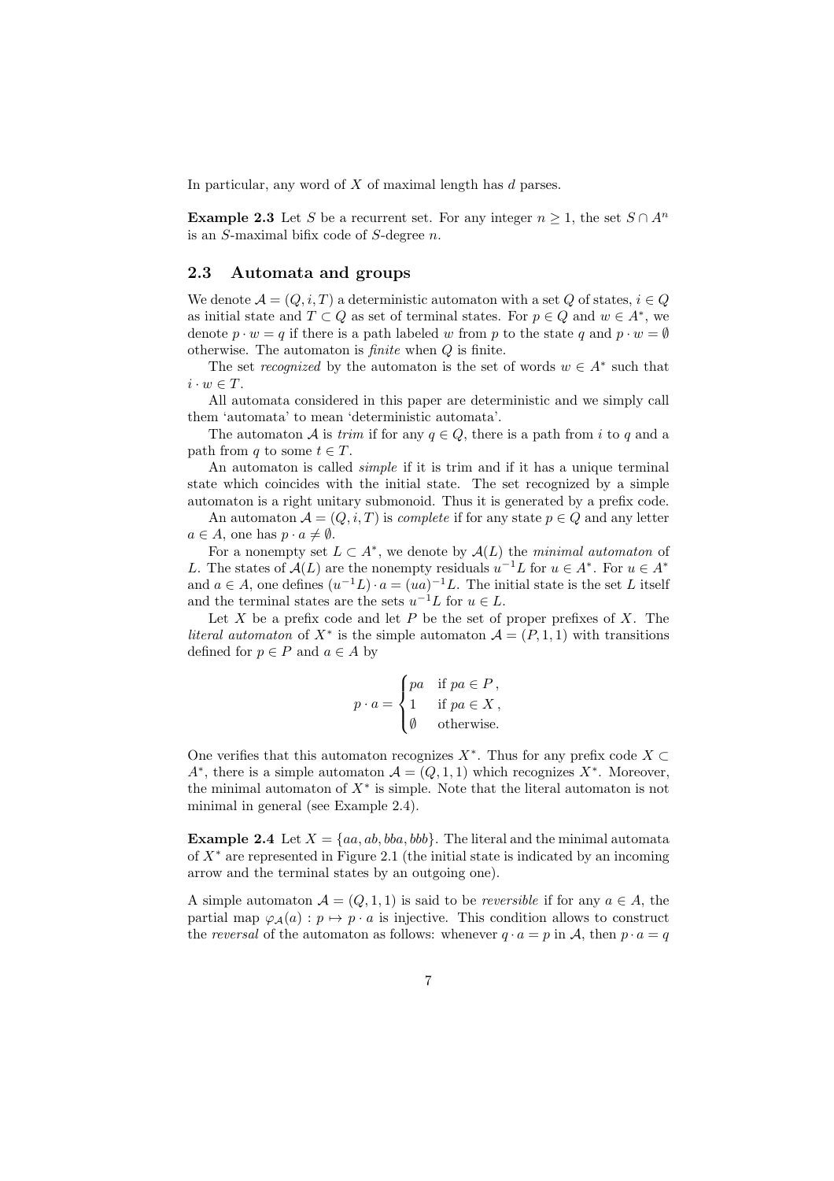In particular, any word of $X$ of maximal length has $d$ parses.

**Example 2.3** Let $S$ be a recurrent set. For any integer $n \geq 1$, the set $S \cap A^n$ is an $S$-maximal bifix code of $S$-degree $n$.

## 2.3 Automata and groups

We denote $\mathcal{A} = (Q, i, T)$ a deterministic automaton with a set $Q$ of states, $i \in Q$ as initial state and $T \subset Q$ as set of terminal states. For $p \in Q$ and $w \in A^*$, we denote $p \cdot w = q$ if there is a path labeled $w$ from $p$ to the state $q$ and $p \cdot w = \emptyset$ otherwise. The automaton is *finite* when $Q$ is finite.

The set *recognized* by the automaton is the set of words $w \in A^*$ such that $i \cdot w \in T$.

All automata considered in this paper are deterministic and we simply call them 'automata' to mean 'deterministic automata'.

The automaton $\mathcal{A}$ is *trim* if for any $q \in Q$, there is a path from $i$ to $q$ and a path from $q$ to some $t \in T$.

An automaton is called *simple* if it is trim and if it has a unique terminal state which coincides with the initial state. The set recognized by a simple automaton is a right unitary submonoid. Thus it is generated by a prefix code.

An automaton $\mathcal{A} = (Q, i, T)$ is *complete* if for any state $p \in Q$ and any letter $a \in A$, one has $p \cdot a \neq \emptyset$.

For a nonempty set $L \subset A^*$, we denote by $\mathcal{A}(L)$ the *minimal automaton* of $L$. The states of $\mathcal{A}(L)$ are the nonempty residuals $u^{-1}L$ for $u \in A^*$. For $u \in A^*$ and $a \in A$, one defines $(u^{-1}L) \cdot a = (ua)^{-1}L$. The initial state is the set $L$ itself and the terminal states are the sets $u^{-1}L$ for $u \in L$.

Let $X$ be a prefix code and let $P$ be the set of proper prefixes of $X$. The *literal automaton* of $X^*$ is the simple automaton $\mathcal{A} = (P, 1, 1)$ with transitions defined for $p \in P$ and $a \in A$ by

$$p \cdot a = \begin{cases} pa & \text{if } pa \in P\,, \\ 1 & \text{if } pa \in X\,, \\ \emptyset & \text{otherwise.} \end{cases}$$

One verifies that this automaton recognizes $X^*$. Thus for any prefix code $X \subset A^*$, there is a simple automaton $\mathcal{A} = (Q, 1, 1)$ which recognizes $X^*$. Moreover, the minimal automaton of $X^*$ is simple. Note that the literal automaton is not minimal in general (see Example 2.4).

**Example 2.4** Let $X = \{aa, ab, bba, bbb\}$. The literal and the minimal automata of $X^*$ are represented in Figure 2.1 (the initial state is indicated by an incoming arrow and the terminal states by an outgoing one).

A simple automaton $\mathcal{A} = (Q, 1, 1)$ is said to be *reversible* if for any $a \in A$, the partial map $\varphi_{\mathcal{A}}(a) : p \mapsto p \cdot a$ is injective. This condition allows to construct the *reversal* of the automaton as follows: whenever $q \cdot a = p$ in $\mathcal{A}$, then $p \cdot a = q$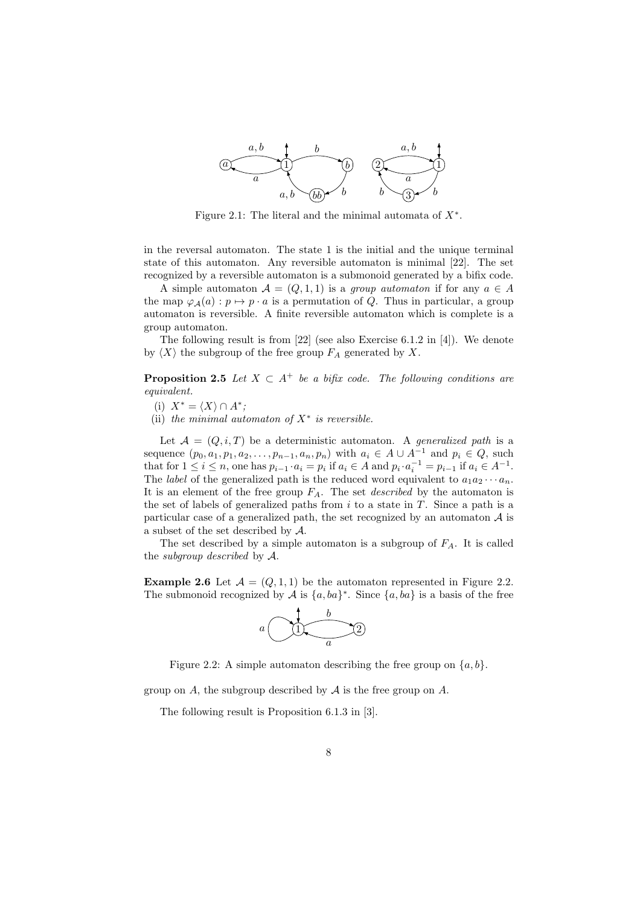Figure 2.1: The literal and the minimal automata of $X^*$.

in the reversal automaton. The state 1 is the initial and the unique terminal state of this automaton. Any reversible automaton is minimal [22]. The set recognized by a reversible automaton is a submonoid generated by a bifix code.

A simple automaton $\mathcal{A} = (Q, 1, 1)$ is a *group automaton* if for any $a \in A$ the map $\varphi_{\mathcal{A}}(a) : p \mapsto p \cdot a$ is a permutation of $Q$. Thus in particular, a group automaton is reversible. A finite reversible automaton which is complete is a group automaton.

The following result is from [22] (see also Exercise 6.1.2 in [4]). We denote by $\langle X \rangle$ the subgroup of the free group $F_A$ generated by $X$.

**Proposition 2.5** *Let $X \subset A^+$ be a bifix code. The following conditions are equivalent.*

(i) $X^* = \langle X \rangle \cap A^*$;

(ii) *the minimal automaton of $X^*$ is reversible.*

Let $\mathcal{A} = (Q, i, T)$ be a deterministic automaton. A *generalized path* is a sequence $(p_0, a_1, p_1, a_2, \ldots, p_{n-1}, a_n, p_n)$ with $a_i \in A \cup A^{-1}$ and $p_i \in Q$, such that for $1 \le i \le n$, one has $p_{i-1} \cdot a_i = p_i$ if $a_i \in A$ and $p_i \cdot a_i^{-1} = p_{i-1}$ if $a_i \in A^{-1}$. The *label* of the generalized path is the reduced word equivalent to $a_1 a_2 \cdots a_n$. It is an element of the free group $F_A$. The set *described* by the automaton is the set of labels of generalized paths from $i$ to a state in $T$. Since a path is a particular case of a generalized path, the set recognized by an automaton $\mathcal{A}$ is a subset of the set described by $\mathcal{A}$.

The set described by a simple automaton is a subgroup of $F_A$. It is called the *subgroup described* by $\mathcal{A}$.

**Example 2.6** Let $\mathcal{A} = (Q, 1, 1)$ be the automaton represented in Figure 2.2. The submonoid recognized by $\mathcal{A}$ is $\{a, ba\}^*$. Since $\{a, ba\}$ is a basis of the free group on $A$, the subgroup described by $\mathcal{A}$ is the free group on $A$.

Figure 2.2: A simple automaton describing the free group on $\{a, b\}$.

The following result is Proposition 6.1.3 in [3].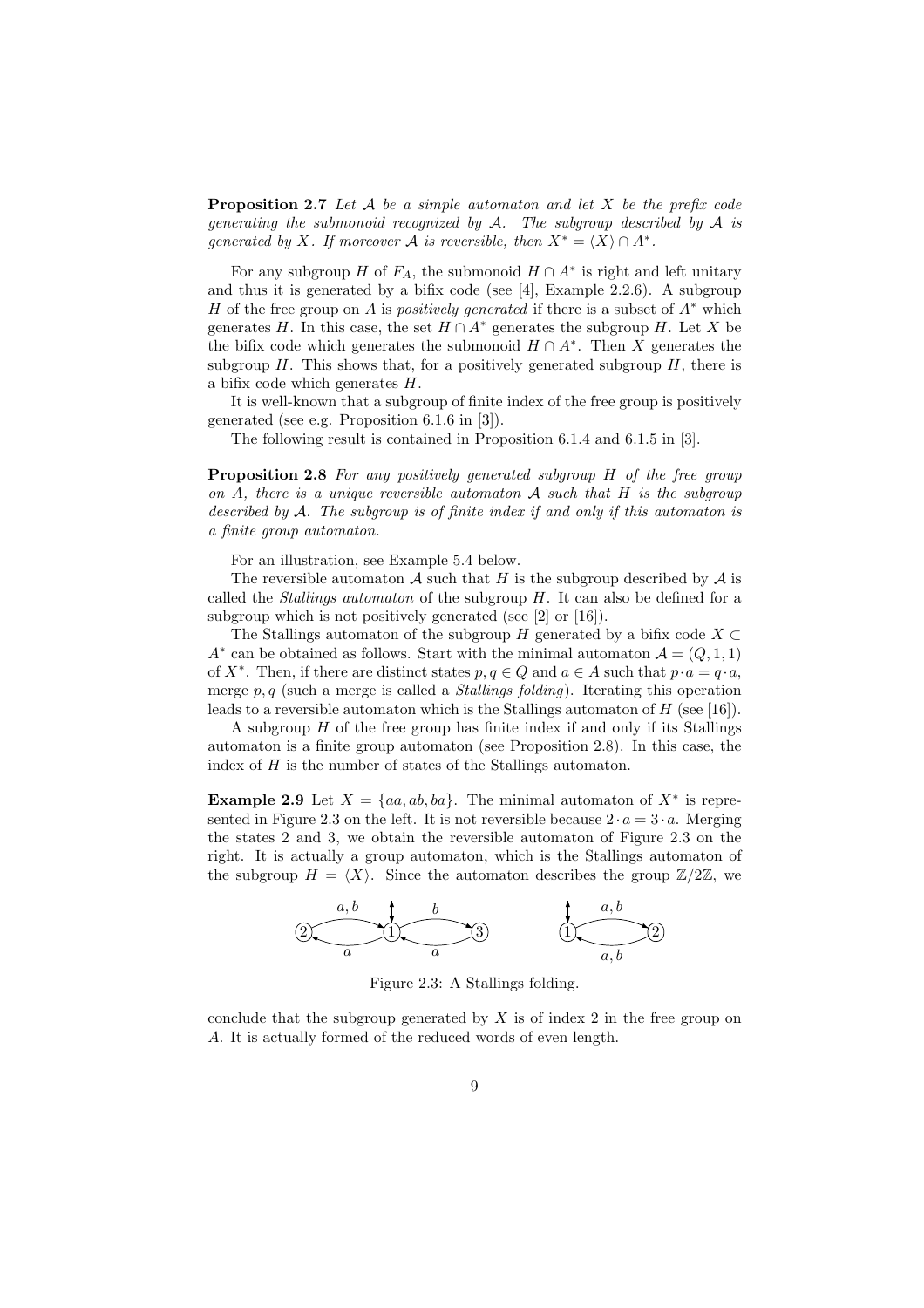**Proposition 2.7** *Let $\mathcal{A}$ be a simple automaton and let $X$ be the prefix code generating the submonoid recognized by $\mathcal{A}$. The subgroup described by $\mathcal{A}$ is generated by $X$. If moreover $\mathcal{A}$ is reversible, then $X^* = \langle X \rangle \cap A^*$.*

For any subgroup $H$ of $F_A$, the submonoid $H \cap A^*$ is right and left unitary and thus it is generated by a bifix code (see [4], Example 2.2.6). A subgroup $H$ of the free group on $A$ is *positively generated* if there is a subset of $A^*$ which generates $H$. In this case, the set $H \cap A^*$ generates the subgroup $H$. Let $X$ be the bifix code which generates the submonoid $H \cap A^*$. Then $X$ generates the subgroup $H$. This shows that, for a positively generated subgroup $H$, there is a bifix code which generates $H$.

It is well-known that a subgroup of finite index of the free group is positively generated (see e.g. Proposition 6.1.6 in [3]).

The following result is contained in Proposition 6.1.4 and 6.1.5 in [3].

**Proposition 2.8** *For any positively generated subgroup $H$ of the free group on $A$, there is a unique reversible automaton $\mathcal{A}$ such that $H$ is the subgroup described by $\mathcal{A}$. The subgroup is of finite index if and only if this automaton is a finite group automaton.*

For an illustration, see Example 5.4 below.

The reversible automaton $\mathcal{A}$ such that $H$ is the subgroup described by $\mathcal{A}$ is called the *Stallings automaton* of the subgroup $H$. It can also be defined for a subgroup which is not positively generated (see [2] or [16]).

The Stallings automaton of the subgroup $H$ generated by a bifix code $X \subset A^*$ can be obtained as follows. Start with the minimal automaton $\mathcal{A} = (Q, 1, 1)$ of $X^*$. Then, if there are distinct states $p, q \in Q$ and $a \in A$ such that $p \cdot a = q \cdot a$, merge $p, q$ (such a merge is called a *Stallings folding*). Iterating this operation leads to a reversible automaton which is the Stallings automaton of $H$ (see [16]).

A subgroup $H$ of the free group has finite index if and only if its Stallings automaton is a finite group automaton (see Proposition 2.8). In this case, the index of $H$ is the number of states of the Stallings automaton.

**Example 2.9** Let $X = \{aa, ab, ba\}$. The minimal automaton of $X^*$ is represented in Figure 2.3 on the left. It is not reversible because $2 \cdot a = 3 \cdot a$. Merging the states 2 and 3, we obtain the reversible automaton of Figure 2.3 on the right. It is actually a group automaton, which is the Stallings automaton of the subgroup $H = \langle X \rangle$. Since the automaton describes the group $\mathbb{Z}/2\mathbb{Z}$, we conclude that the subgroup generated by $X$ is of index 2 in the free group on $A$. It is actually formed of the reduced words of even length.

Figure 2.3: A Stallings folding.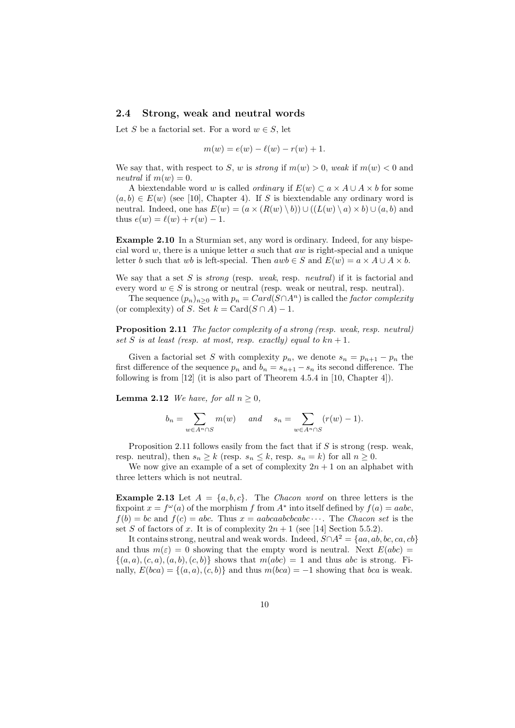### 2.4 Strong, weak and neutral words

Let $S$ be a factorial set. For a word $w \in S$, let

$$m(w) = e(w) - \ell(w) - r(w) + 1.$$

We say that, with respect to $S$, $w$ is *strong* if $m(w) > 0$, *weak* if $m(w) < 0$ and *neutral* if $m(w) = 0$.

A biextendable word $w$ is called *ordinary* if $E(w) \subset a \times A \cup A \times b$ for some $(a, b) \in E(w)$ (see [10], Chapter 4). If $S$ is biextendable any ordinary word is neutral. Indeed, one has $E(w) = (a \times (R(w) \setminus b)) \cup ((L(w) \setminus a) \times b) \cup (a, b)$ and thus $e(w) = \ell(w) + r(w) - 1$.

**Example 2.10** In a Sturmian set, any word is ordinary. Indeed, for any bispecial word $w$, there is a unique letter $a$ such that $aw$ is right-special and a unique letter $b$ such that $wb$ is left-special. Then $awb \in S$ and $E(w) = a \times A \cup A \times b$.

We say that a set $S$ is *strong* (resp. *weak*, resp. *neutral*) if it is factorial and every word $w \in S$ is strong or neutral (resp. weak or neutral, resp. neutral).

The sequence $(p_n)_{n \geq 0}$ with $p_n = Card(S \cap A^n)$ is called the *factor complexity* (or complexity) of $S$. Set $k = \mathrm{Card}(S \cap A) - 1$.

**Proposition 2.11** *The factor complexity of a strong (resp. weak, resp. neutral) set $S$ is at least (resp. at most, resp. exactly) equal to $kn + 1$.*

Given a factorial set $S$ with complexity $p_n$, we denote $s_n = p_{n+1} - p_n$ the first difference of the sequence $p_n$ and $b_n = s_{n+1} - s_n$ its second difference. The following is from [12] (it is also part of Theorem 4.5.4 in [10, Chapter 4]).

**Lemma 2.12** *We have, for all $n \geq 0$,*

$$b_n = \sum_{w \in A^n \cap S} m(w) \quad \textit{and} \quad s_n = \sum_{w \in A^n \cap S} (r(w) - 1).$$

Proposition 2.11 follows easily from the fact that if $S$ is strong (resp. weak, resp. neutral), then $s_n \geq k$ (resp. $s_n \leq k$, resp. $s_n = k$) for all $n \geq 0$.

We now give an example of a set of complexity $2n + 1$ on an alphabet with three letters which is not neutral.

**Example 2.13** Let $A = \{a, b, c\}$. The *Chacon word* on three letters is the fixpoint $x = f^\omega(a)$ of the morphism $f$ from $A^*$ into itself defined by $f(a) = aabc$, $f(b) = bc$ and $f(c) = abc$. Thus $x = aabcaabcbcabc \cdots$. The *Chacon set* is the set $S$ of factors of $x$. It is of complexity $2n + 1$ (see [14] Section 5.5.2).

It contains strong, neutral and weak words. Indeed, $S \cap A^2 = \{aa, ab, bc, ca, cb\}$ and thus $m(\varepsilon) = 0$ showing that the empty word is neutral. Next $E(abc) = \{(a, a), (c, a), (a, b), (c, b)\}$ shows that $m(abc) = 1$ and thus $abc$ is strong. Finally, $E(bca) = \{(a, a), (c, b)\}$ and thus $m(bca) = -1$ showing that $bca$ is weak.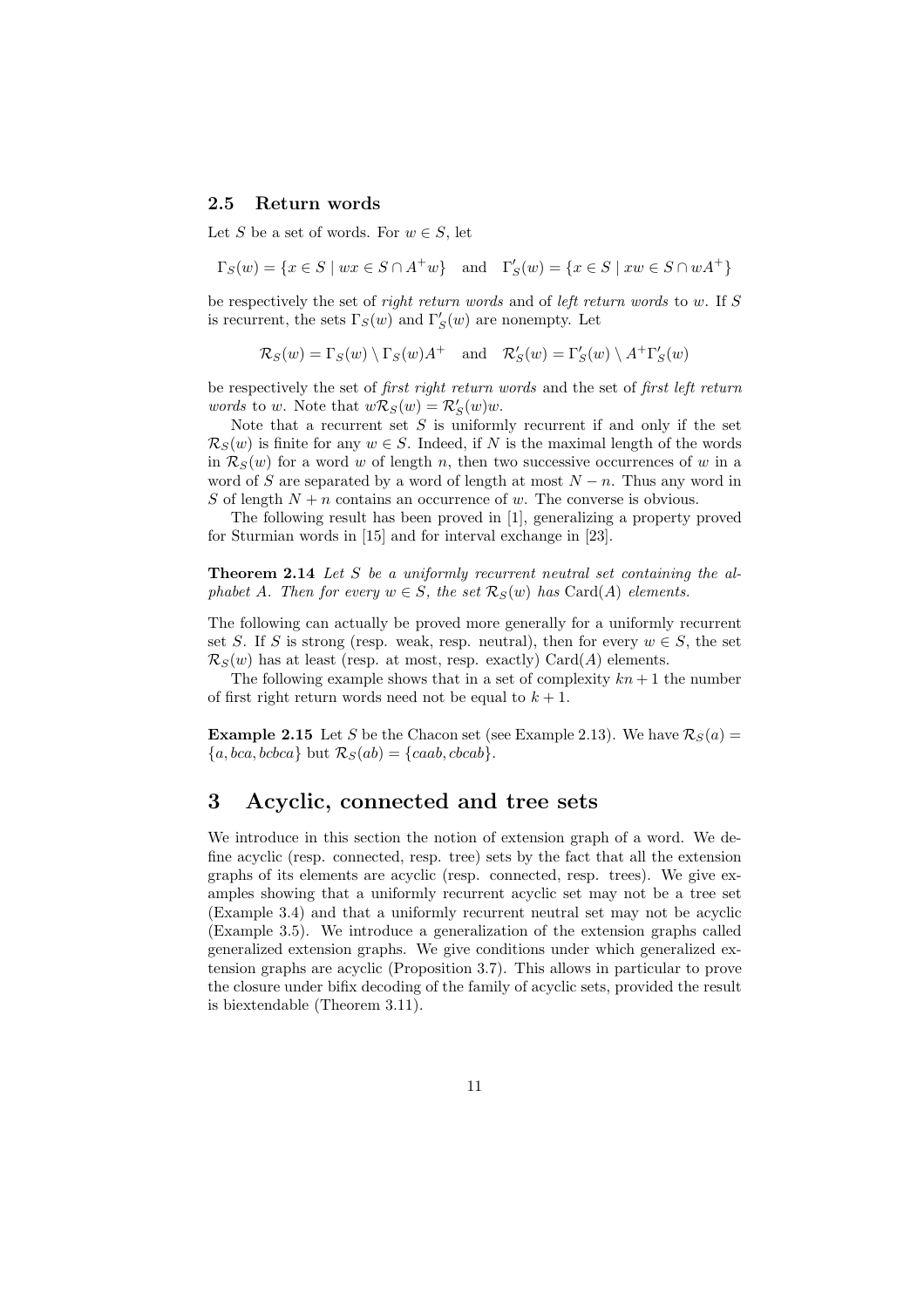### 2.5 Return words

Let $S$ be a set of words. For $w \in S$, let

$$\Gamma_S(w) = \{x \in S \mid wx \in S \cap A^+w\} \quad \text{and} \quad \Gamma'_S(w) = \{x \in S \mid xw \in S \cap wA^+\}$$

be respectively the set of *right return words* and of *left return words* to $w$. If $S$ is recurrent, the sets $\Gamma_S(w)$ and $\Gamma'_S(w)$ are nonempty. Let

$$\mathcal{R}_S(w) = \Gamma_S(w) \setminus \Gamma_S(w)A^+ \quad \text{and} \quad \mathcal{R}'_S(w) = \Gamma'_S(w) \setminus A^+\Gamma'_S(w)$$

be respectively the set of *first right return words* and the set of *first left return words* to $w$. Note that $w\mathcal{R}_S(w) = \mathcal{R}'_S(w)w$.

Note that a recurrent set $S$ is uniformly recurrent if and only if the set $\mathcal{R}_S(w)$ is finite for any $w \in S$. Indeed, if $N$ is the maximal length of the words in $\mathcal{R}_S(w)$ for a word $w$ of length $n$, then two successive occurrences of $w$ in a word of $S$ are separated by a word of length at most $N - n$. Thus any word in $S$ of length $N + n$ contains an occurrence of $w$. The converse is obvious.

The following result has been proved in [1], generalizing a property proved for Sturmian words in [15] and for interval exchange in [23].

**Theorem 2.14** *Let $S$ be a uniformly recurrent neutral set containing the alphabet $A$. Then for every $w \in S$, the set $\mathcal{R}_S(w)$ has $\mathrm{Card}(A)$ elements.*

The following can actually be proved more generally for a uniformly recurrent set $S$. If $S$ is strong (resp. weak, resp. neutral), then for every $w \in S$, the set $\mathcal{R}_S(w)$ has at least (resp. at most, resp. exactly) $\mathrm{Card}(A)$ elements.

The following example shows that in a set of complexity $kn + 1$ the number of first right return words need not be equal to $k + 1$.

**Example 2.15** Let $S$ be the Chacon set (see Example 2.13). We have $\mathcal{R}_S(a) = \{a, bca, bcbca\}$ but $\mathcal{R}_S(ab) = \{caab, cbcab\}$.

# 3 Acyclic, connected and tree sets

We introduce in this section the notion of extension graph of a word. We define acyclic (resp. connected, resp. tree) sets by the fact that all the extension graphs of its elements are acyclic (resp. connected, resp. trees). We give examples showing that a uniformly recurrent acyclic set may not be a tree set (Example 3.4) and that a uniformly recurrent neutral set may not be acyclic (Example 3.5). We introduce a generalization of the extension graphs called generalized extension graphs. We give conditions under which generalized extension graphs are acyclic (Proposition 3.7). This allows in particular to prove the closure under bifix decoding of the family of acyclic sets, provided the result is biextendable (Theorem 3.11).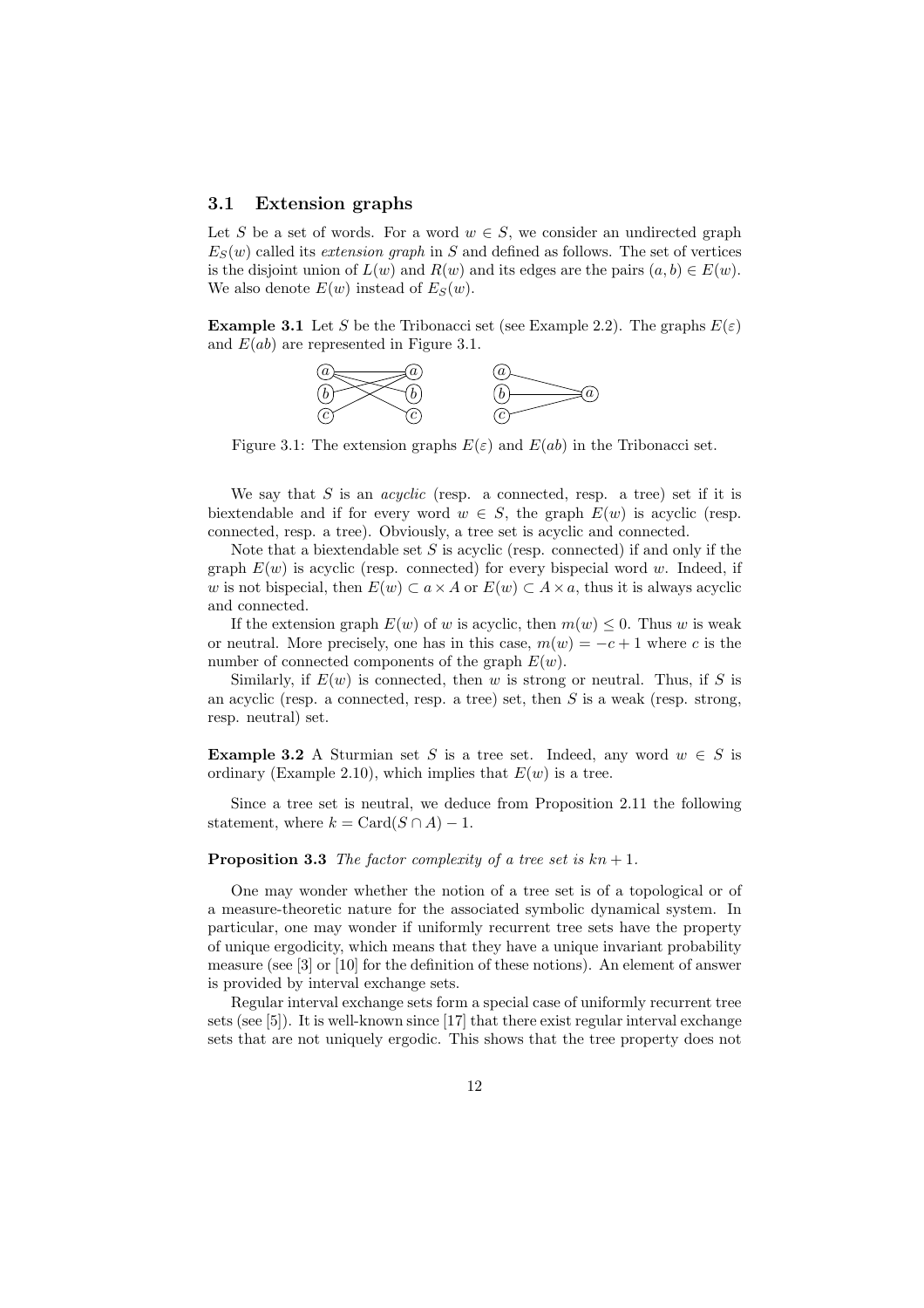### 3.1 Extension graphs

Let $S$ be a set of words. For a word $w \in S$, we consider an undirected graph $E_S(w)$ called its *extension graph* in $S$ and defined as follows. The set of vertices is the disjoint union of $L(w)$ and $R(w)$ and its edges are the pairs $(a, b) \in E(w)$. We also denote $E(w)$ instead of $E_S(w)$.

**Example 3.1** Let $S$ be the Tribonacci set (see Example 2.2). The graphs $E(\varepsilon)$ and $E(ab)$ are represented in Figure 3.1.

Figure 3.1: The extension graphs $E(\varepsilon)$ and $E(ab)$ in the Tribonacci set.

We say that $S$ is an *acyclic* (resp. a connected, resp. a tree) set if it is biextendable and if for every word $w \in S$, the graph $E(w)$ is acyclic (resp. connected, resp. a tree). Obviously, a tree set is acyclic and connected.

Note that a biextendable set $S$ is acyclic (resp. connected) if and only if the graph $E(w)$ is acyclic (resp. connected) for every bispecial word $w$. Indeed, if $w$ is not bispecial, then $E(w) \subset a \times A$ or $E(w) \subset A \times a$, thus it is always acyclic and connected.

If the extension graph $E(w)$ of $w$ is acyclic, then $m(w) \leq 0$. Thus $w$ is weak or neutral. More precisely, one has in this case, $m(w) = -c + 1$ where $c$ is the number of connected components of the graph $E(w)$.

Similarly, if $E(w)$ is connected, then $w$ is strong or neutral. Thus, if $S$ is an acyclic (resp. a connected, resp. a tree) set, then $S$ is a weak (resp. strong, resp. neutral) set.

**Example 3.2** A Sturmian set $S$ is a tree set. Indeed, any word $w \in S$ is ordinary (Example 2.10), which implies that $E(w)$ is a tree.

Since a tree set is neutral, we deduce from Proposition 2.11 the following statement, where $k = \mathrm{Card}(S \cap A) - 1$.

**Proposition 3.3** *The factor complexity of a tree set is $kn + 1$.*

One may wonder whether the notion of a tree set is of a topological or of a measure-theoretic nature for the associated symbolic dynamical system. In particular, one may wonder if uniformly recurrent tree sets have the property of unique ergodicity, which means that they have a unique invariant probability measure (see [3] or [10] for the definition of these notions). An element of answer is provided by interval exchange sets.

Regular interval exchange sets form a special case of uniformly recurrent tree sets (see [5]). It is well-known since [17] that there exist regular interval exchange sets that are not uniquely ergodic. This shows that the tree property does not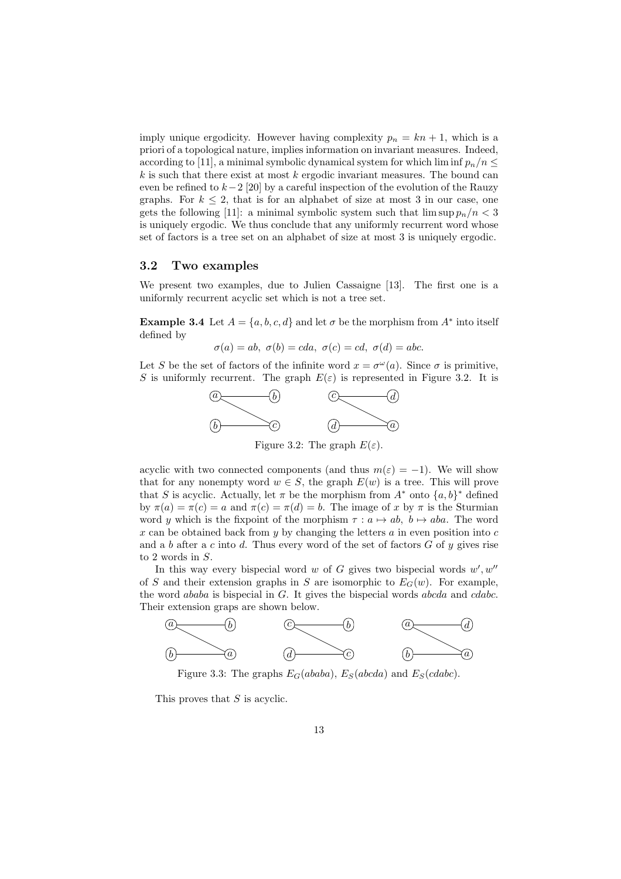imply unique ergodicity. However having complexity $p_n = kn + 1$, which is a priori of a topological nature, implies information on invariant measures. Indeed, according to [11], a minimal symbolic dynamical system for which $\liminf p_n/n \le k$ is such that there exist at most $k$ ergodic invariant measures. The bound can even be refined to $k-2$ [20] by a careful inspection of the evolution of the Rauzy graphs. For $k \le 2$, that is for an alphabet of size at most 3 in our case, one gets the following [11]: a minimal symbolic system such that $\limsup p_n/n < 3$ is uniquely ergodic. We thus conclude that any uniformly recurrent word whose set of factors is a tree set on an alphabet of size at most 3 is uniquely ergodic.

### 3.2 Two examples

We present two examples, due to Julien Cassaigne [13]. The first one is a uniformly recurrent acyclic set which is not a tree set.

**Example 3.4** Let $A = \{a, b, c, d\}$ and let $\sigma$ be the morphism from $A^*$ into itself defined by

$$\sigma(a) = ab,\ \sigma(b) = cda,\ \sigma(c) = cd,\ \sigma(d) = abc.$$

Let $S$ be the set of factors of the infinite word $x = \sigma^\omega(a)$. Since $\sigma$ is primitive, $S$ is uniformly recurrent. The graph $E(\varepsilon)$ is represented in Figure 3.2. It is

Figure 3.2: The graph $E(\varepsilon)$.

acyclic with two connected components (and thus $m(\varepsilon) = -1$). We will show that for any nonempty word $w \in S$, the graph $E(w)$ is a tree. This will prove that $S$ is acyclic. Actually, let $\pi$ be the morphism from $A^*$ onto $\{a, b\}^*$ defined by $\pi(a) = \pi(c) = a$ and $\pi(c) = \pi(d) = b$. The image of $x$ by $\pi$ is the Sturmian word $y$ which is the fixpoint of the morphism $\tau : a \mapsto ab,\ b \mapsto aba$. The word $x$ can be obtained back from $y$ by changing the letters $a$ in even position into $c$ and a $b$ after a $c$ into $d$. Thus every word of the set of factors $G$ of $y$ gives rise to 2 words in $S$.

In this way every bispecial word $w$ of $G$ gives two bispecial words $w', w''$ of $S$ and their extension graphs in $S$ are isomorphic to $E_G(w)$. For example, the word $ababa$ is bispecial in $G$. It gives the bispecial words $abcda$ and $cdabc$. Their extension graps are shown below.

Figure 3.3: The graphs $E_G(ababa)$, $E_S(abcda)$ and $E_S(cdabc)$.

This proves that $S$ is acyclic.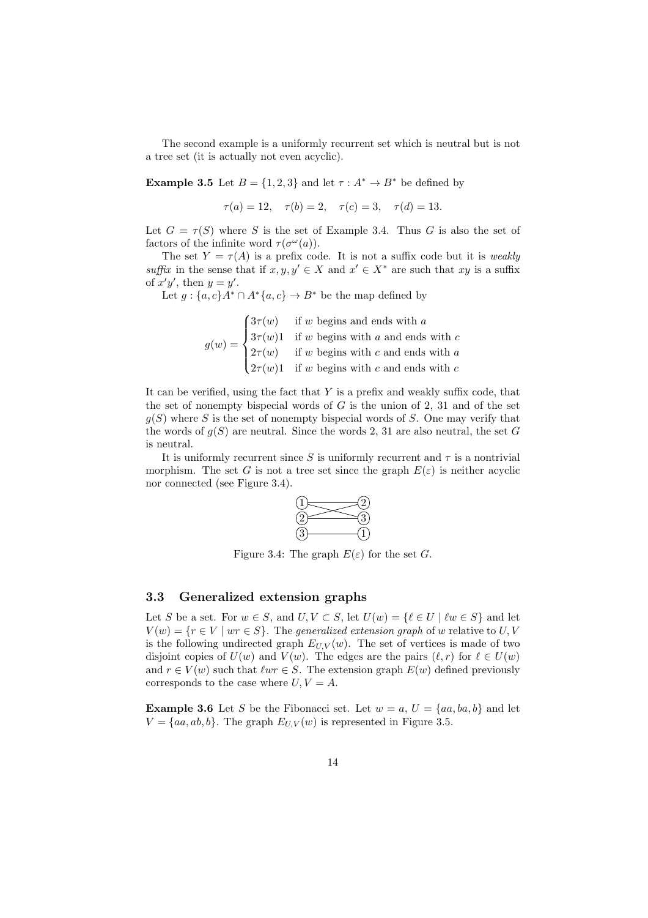The second example is a uniformly recurrent set which is neutral but is not a tree set (it is actually not even acyclic).

**Example 3.5** Let $B = \{1, 2, 3\}$ and let $\tau : A^* \to B^*$ be defined by

$$\tau(a) = 12, \quad \tau(b) = 2, \quad \tau(c) = 3, \quad \tau(d) = 13.$$

Let $G = \tau(S)$ where $S$ is the set of Example 3.4. Thus $G$ is also the set of factors of the infinite word $\tau(\sigma^\omega(a))$.

The set $Y = \tau(A)$ is a prefix code. It is not a suffix code but it is *weakly suffix* in the sense that if $x, y, y' \in X$ and $x' \in X^*$ are such that $xy$ is a suffix of $x'y'$, then $y = y'$.

Let $g : \{a, c\}A^* \cap A^*\{a, c\} \to B^*$ be the map defined by

$$g(w) = \begin{cases} 3\tau(w) & \text{if } w \text{ begins and ends with } a \\ 3\tau(w)1 & \text{if } w \text{ begins with } a \text{ and ends with } c \\ 2\tau(w) & \text{if } w \text{ begins with } c \text{ and ends with } a \\ 2\tau(w)1 & \text{if } w \text{ begins with } c \text{ and ends with } c \end{cases}$$

It can be verified, using the fact that $Y$ is a prefix and weakly suffix code, that the set of nonempty bispecial words of $G$ is the union of 2, 31 and of the set $g(S)$ where $S$ is the set of nonempty bispecial words of $S$. One may verify that the words of $g(S)$ are neutral. Since the words 2, 31 are also neutral, the set $G$ is neutral.

It is uniformly recurrent since $S$ is uniformly recurrent and $\tau$ is a nontrivial morphism. The set $G$ is not a tree set since the graph $E(\varepsilon)$ is neither acyclic nor connected (see Figure 3.4).

Figure 3.4: The graph $E(\varepsilon)$ for the set $G$.

### 3.3 Generalized extension graphs

Let $S$ be a set. For $w \in S$, and $U, V \subset S$, let $U(w) = \{\ell \in U \mid \ell w \in S\}$ and let $V(w) = \{r \in V \mid wr \in S\}$. The *generalized extension graph* of $w$ relative to $U, V$ is the following undirected graph $E_{U,V}(w)$. The set of vertices is made of two disjoint copies of $U(w)$ and $V(w)$. The edges are the pairs $(\ell, r)$ for $\ell \in U(w)$ and $r \in V(w)$ such that $\ell wr \in S$. The extension graph $E(w)$ defined previously corresponds to the case where $U, V = A$.

**Example 3.6** Let $S$ be the Fibonacci set. Let $w = a$, $U = \{aa, ba, b\}$ and let $V = \{aa, ab, b\}$. The graph $E_{U,V}(w)$ is represented in Figure 3.5.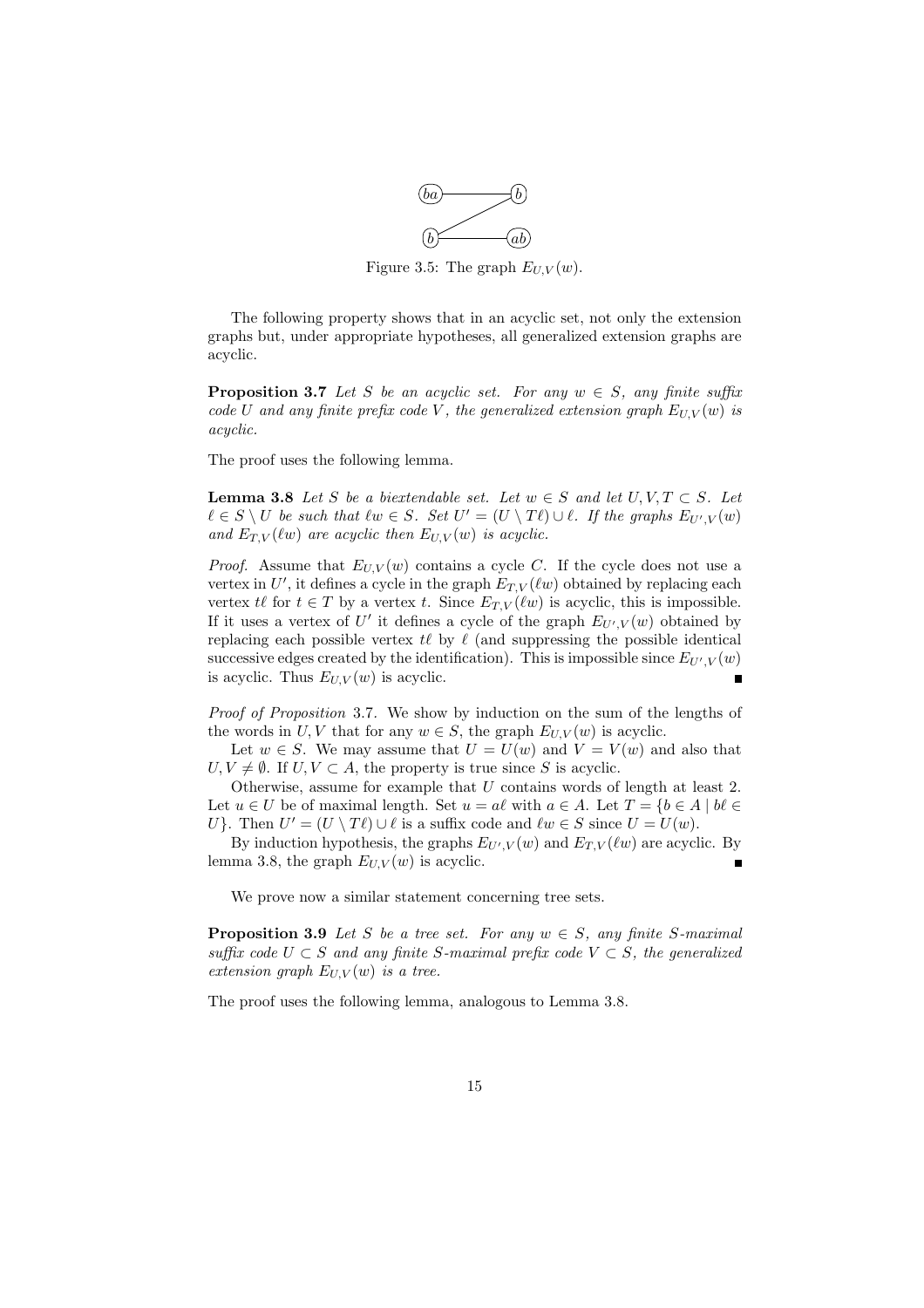Figure 3.5: The graph $E_{U,V}(w)$.

The following property shows that in an acyclic set, not only the extension graphs but, under appropriate hypotheses, all generalized extension graphs are acyclic.

**Proposition 3.7** *Let $S$ be an acyclic set. For any $w \in S$, any finite suffix code $U$ and any finite prefix code $V$, the generalized extension graph $E_{U,V}(w)$ is acyclic.*

The proof uses the following lemma.

**Lemma 3.8** *Let $S$ be a biextendable set. Let $w \in S$ and let $U, V, T \subset S$. Let $\ell \in S \setminus U$ be such that $\ell w \in S$. Set $U' = (U \setminus T\ell) \cup \ell$. If the graphs $E_{U',V}(w)$ and $E_{T,V}(\ell w)$ are acyclic then $E_{U,V}(w)$ is acyclic.*

*Proof.* Assume that $E_{U,V}(w)$ contains a cycle $C$. If the cycle does not use a vertex in $U'$, it defines a cycle in the graph $E_{T,V}(\ell w)$ obtained by replacing each vertex $t\ell$ for $t \in T$ by a vertex $t$. Since $E_{T,V}(\ell w)$ is acyclic, this is impossible. If it uses a vertex of $U'$ it defines a cycle of the graph $E_{U',V}(w)$ obtained by replacing each possible vertex $t\ell$ by $\ell$ (and suppressing the possible identical successive edges created by the identification). This is impossible since $E_{U',V}(w)$ is acyclic. Thus $E_{U,V}(w)$ is acyclic. ∎

*Proof of Proposition* 3.7. We show by induction on the sum of the lengths of the words in $U, V$ that for any $w \in S$, the graph $E_{U,V}(w)$ is acyclic.

Let $w \in S$. We may assume that $U = U(w)$ and $V = V(w)$ and also that $U, V \neq \emptyset$. If $U, V \subset A$, the property is true since $S$ is acyclic.

Otherwise, assume for example that $U$ contains words of length at least 2. Let $u \in U$ be of maximal length. Set $u = a\ell$ with $a \in A$. Let $T = \{b \in A \mid b\ell \in U\}$. Then $U' = (U \setminus T\ell) \cup \ell$ is a suffix code and $\ell w \in S$ since $U = U(w)$.

By induction hypothesis, the graphs $E_{U',V}(w)$ and $E_{T,V}(\ell w)$ are acyclic. By lemma 3.8, the graph $E_{U,V}(w)$ is acyclic. ∎

We prove now a similar statement concerning tree sets.

**Proposition 3.9** *Let $S$ be a tree set. For any $w \in S$, any finite $S$-maximal suffix code $U \subset S$ and any finite $S$-maximal prefix code $V \subset S$, the generalized extension graph $E_{U,V}(w)$ is a tree.*

The proof uses the following lemma, analogous to Lemma 3.8.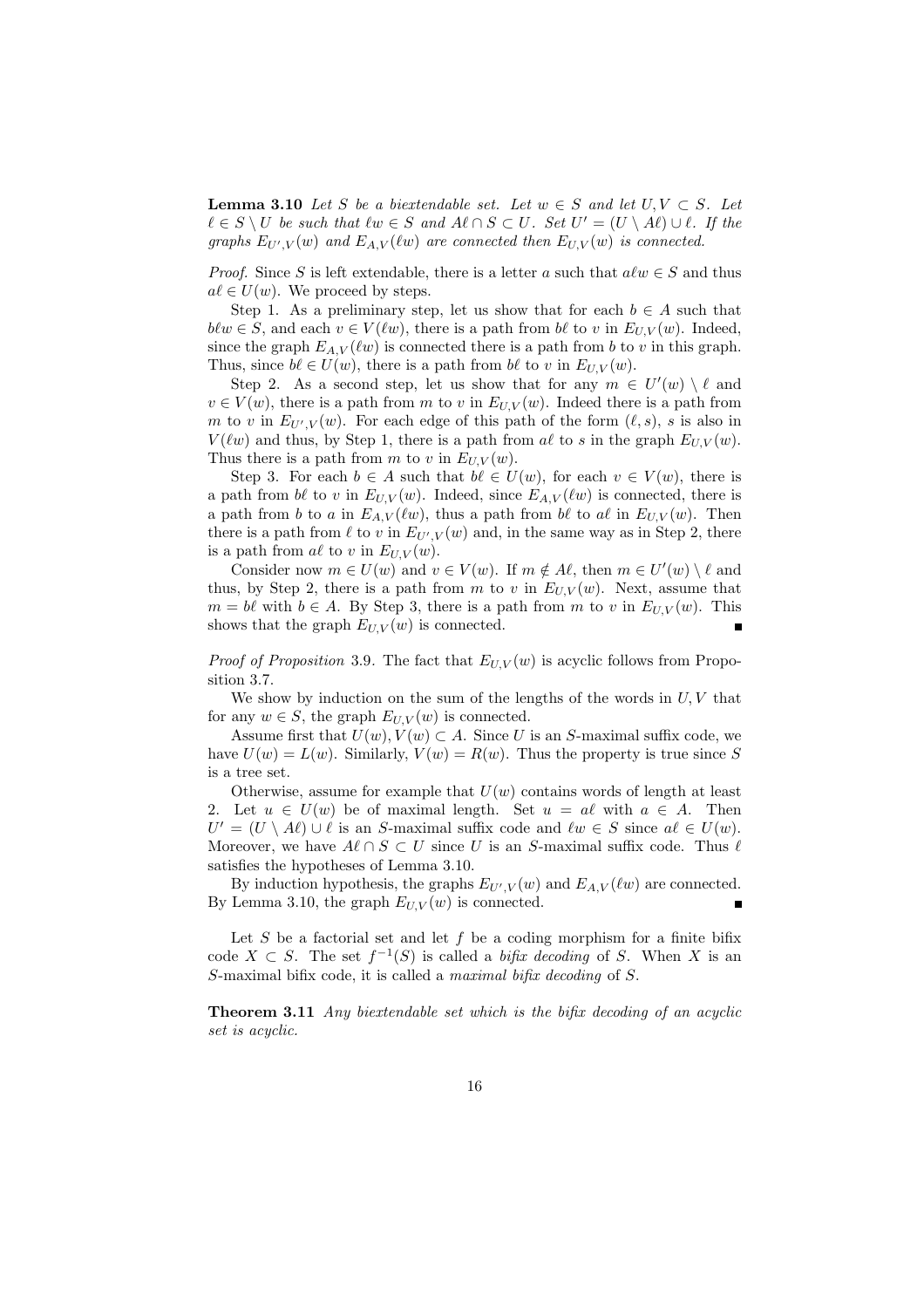**Lemma 3.10** *Let $S$ be a biextendable set. Let $w \in S$ and let $U, V \subset S$. Let $\ell \in S \setminus U$ be such that $\ell w \in S$ and $A\ell \cap S \subset U$. Set $U' = (U \setminus A\ell) \cup \ell$. If the graphs $E_{U',V}(w)$ and $E_{A,V}(\ell w)$ are connected then $E_{U,V}(w)$ is connected.*

*Proof.* Since $S$ is left extendable, there is a letter $a$ such that $a\ell w \in S$ and thus $a\ell \in U(w)$. We proceed by steps.

Step 1. As a preliminary step, let us show that for each $b \in A$ such that $b\ell w \in S$, and each $v \in V(\ell w)$, there is a path from $b\ell$ to $v$ in $E_{U,V}(w)$. Indeed, since the graph $E_{A,V}(\ell w)$ is connected there is a path from $b$ to $v$ in this graph. Thus, since $b\ell \in U(w)$, there is a path from $b\ell$ to $v$ in $E_{U,V}(w)$.

Step 2. As a second step, let us show that for any $m \in U'(w) \setminus \ell$ and $v \in V(w)$, there is a path from $m$ to $v$ in $E_{U,V}(w)$. Indeed there is a path from $m$ to $v$ in $E_{U',V}(w)$. For each edge of this path of the form $(\ell, s)$, $s$ is also in $V(\ell w)$ and thus, by Step 1, there is a path from $a\ell$ to $s$ in the graph $E_{U,V}(w)$. Thus there is a path from $m$ to $v$ in $E_{U,V}(w)$.

Step 3. For each $b \in A$ such that $b\ell \in U(w)$, for each $v \in V(w)$, there is a path from $b\ell$ to $v$ in $E_{U,V}(w)$. Indeed, since $E_{A,V}(\ell w)$ is connected, there is a path from $b$ to $a$ in $E_{A,V}(\ell w)$, thus a path from $b\ell$ to $a\ell$ in $E_{U,V}(w)$. Then there is a path from $\ell$ to $v$ in $E_{U',V}(w)$ and, in the same way as in Step 2, there is a path from $a\ell$ to $v$ in $E_{U,V}(w)$.

Consider now $m \in U(w)$ and $v \in V(w)$. If $m \notin A\ell$, then $m \in U'(w) \setminus \ell$ and thus, by Step 2, there is a path from $m$ to $v$ in $E_{U,V}(w)$. Next, assume that $m = b\ell$ with $b \in A$. By Step 3, there is a path from $m$ to $v$ in $E_{U,V}(w)$. This shows that the graph $E_{U,V}(w)$ is connected. ∎

*Proof of Proposition* 3.9. The fact that $E_{U,V}(w)$ is acyclic follows from Proposition 3.7.

We show by induction on the sum of the lengths of the words in $U, V$ that for any $w \in S$, the graph $E_{U,V}(w)$ is connected.

Assume first that $U(w), V(w) \subset A$. Since $U$ is an $S$-maximal suffix code, we have $U(w) = L(w)$. Similarly, $V(w) = R(w)$. Thus the property is true since $S$ is a tree set.

Otherwise, assume for example that $U(w)$ contains words of length at least 2. Let $u \in U(w)$ be of maximal length. Set $u = a\ell$ with $a \in A$. Then $U' = (U \setminus A\ell) \cup \ell$ is an $S$-maximal suffix code and $\ell w \in S$ since $a\ell \in U(w)$. Moreover, we have $A\ell \cap S \subset U$ since $U$ is an $S$-maximal suffix code. Thus $\ell$ satisfies the hypotheses of Lemma 3.10.

By induction hypothesis, the graphs $E_{U',V}(w)$ and $E_{A,V}(\ell w)$ are connected. By Lemma 3.10, the graph $E_{U,V}(w)$ is connected. ∎

Let $S$ be a factorial set and let $f$ be a coding morphism for a finite bifix code $X \subset S$. The set $f^{-1}(S)$ is called a *bifix decoding* of $S$. When $X$ is an $S$-maximal bifix code, it is called a *maximal bifix decoding* of $S$.

**Theorem 3.11** *Any biextendable set which is the bifix decoding of an acyclic set is acyclic.*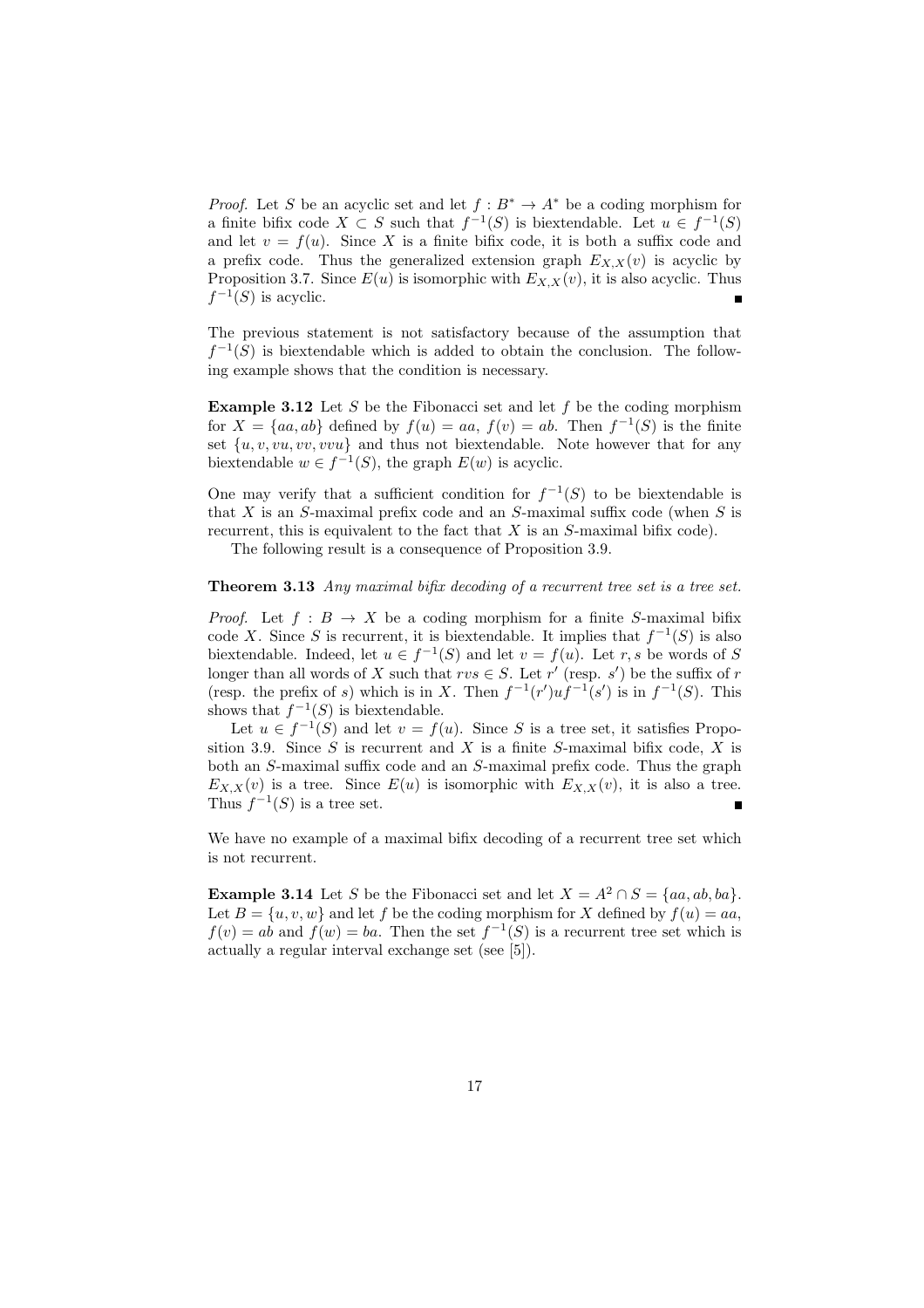*Proof.* Let $S$ be an acyclic set and let $f : B^* \to A^*$ be a coding morphism for a finite bifix code $X \subset S$ such that $f^{-1}(S)$ is biextendable. Let $u \in f^{-1}(S)$ and let $v = f(u)$. Since $X$ is a finite bifix code, it is both a suffix code and a prefix code. Thus the generalized extension graph $E_{X,X}(v)$ is acyclic by Proposition 3.7. Since $E(u)$ is isomorphic with $E_{X,X}(v)$, it is also acyclic. Thus $f^{-1}(S)$ is acyclic. ∎

The previous statement is not satisfactory because of the assumption that $f^{-1}(S)$ is biextendable which is added to obtain the conclusion. The following example shows that the condition is necessary.

**Example 3.12** Let $S$ be the Fibonacci set and let $f$ be the coding morphism for $X = \{aa, ab\}$ defined by $f(u) = aa$, $f(v) = ab$. Then $f^{-1}(S)$ is the finite set $\{u, v, vu, vv, vvu\}$ and thus not biextendable. Note however that for any biextendable $w \in f^{-1}(S)$, the graph $E(w)$ is acyclic.

One may verify that a sufficient condition for $f^{-1}(S)$ to be biextendable is that $X$ is an $S$-maximal prefix code and an $S$-maximal suffix code (when $S$ is recurrent, this is equivalent to the fact that $X$ is an $S$-maximal bifix code).

The following result is a consequence of Proposition 3.9.

**Theorem 3.13** *Any maximal bifix decoding of a recurrent tree set is a tree set.*

*Proof.* Let $f : B \to X$ be a coding morphism for a finite $S$-maximal bifix code $X$. Since $S$ is recurrent, it is biextendable. It implies that $f^{-1}(S)$ is also biextendable. Indeed, let $u \in f^{-1}(S)$ and let $v = f(u)$. Let $r, s$ be words of $S$ longer than all words of $X$ such that $rvs \in S$. Let $r'$ (resp. $s'$) be the suffix of $r$ (resp. the prefix of $s$) which is in $X$. Then $f^{-1}(r')uf^{-1}(s')$ is in $f^{-1}(S)$. This shows that $f^{-1}(S)$ is biextendable.

Let $u \in f^{-1}(S)$ and let $v = f(u)$. Since $S$ is a tree set, it satisfies Proposition 3.9. Since $S$ is recurrent and $X$ is a finite $S$-maximal bifix code, $X$ is both an $S$-maximal suffix code and an $S$-maximal prefix code. Thus the graph $E_{X,X}(v)$ is a tree. Since $E(u)$ is isomorphic with $E_{X,X}(v)$, it is also a tree. Thus $f^{-1}(S)$ is a tree set. ∎

We have no example of a maximal bifix decoding of a recurrent tree set which is not recurrent.

**Example 3.14** Let $S$ be the Fibonacci set and let $X = A^2 \cap S = \{aa, ab, ba\}$. Let $B = \{u, v, w\}$ and let $f$ be the coding morphism for $X$ defined by $f(u) = aa$, $f(v) = ab$ and $f(w) = ba$. Then the set $f^{-1}(S)$ is a recurrent tree set which is actually a regular interval exchange set (see [5]).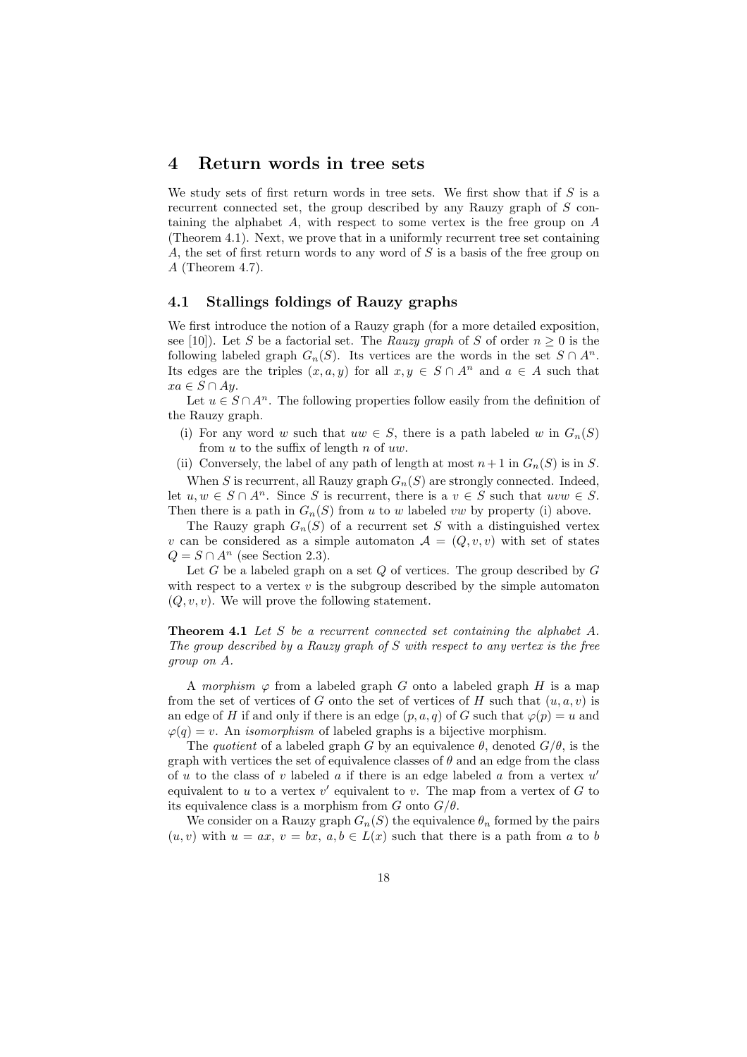# 4 Return words in tree sets

We study sets of first return words in tree sets. We first show that if $S$ is a recurrent connected set, the group described by any Rauzy graph of $S$ containing the alphabet $A$, with respect to some vertex is the free group on $A$ (Theorem 4.1). Next, we prove that in a uniformly recurrent tree set containing $A$, the set of first return words to any word of $S$ is a basis of the free group on $A$ (Theorem 4.7).

## 4.1 Stallings foldings of Rauzy graphs

We first introduce the notion of a Rauzy graph (for a more detailed exposition, see [10]). Let $S$ be a factorial set. The *Rauzy graph* of $S$ of order $n \geq 0$ is the following labeled graph $G_n(S)$. Its vertices are the words in the set $S \cap A^n$. Its edges are the triples $(x, a, y)$ for all $x, y \in S \cap A^n$ and $a \in A$ such that $xa \in S \cap Ay$.

Let $u \in S \cap A^n$. The following properties follow easily from the definition of the Rauzy graph.

(i) For any word $w$ such that $uw \in S$, there is a path labeled $w$ in $G_n(S)$ from $u$ to the suffix of length $n$ of $uw$.

(ii) Conversely, the label of any path of length at most $n+1$ in $G_n(S)$ is in $S$.

When $S$ is recurrent, all Rauzy graph $G_n(S)$ are strongly connected. Indeed, let $u, w \in S \cap A^n$. Since $S$ is recurrent, there is a $v \in S$ such that $uvw \in S$. Then there is a path in $G_n(S)$ from $u$ to $w$ labeled $vw$ by property (i) above.

The Rauzy graph $G_n(S)$ of a recurrent set $S$ with a distinguished vertex $v$ can be considered as a simple automaton $\mathcal{A} = (Q, v, v)$ with set of states $Q = S \cap A^n$ (see Section 2.3).

Let $G$ be a labeled graph on a set $Q$ of vertices. The group described by $G$ with respect to a vertex $v$ is the subgroup described by the simple automaton $(Q, v, v)$. We will prove the following statement.

**Theorem 4.1** *Let $S$ be a recurrent connected set containing the alphabet $A$. The group described by a Rauzy graph of $S$ with respect to any vertex is the free group on $A$.*

A *morphism* $\varphi$ from a labeled graph $G$ onto a labeled graph $H$ is a map from the set of vertices of $G$ onto the set of vertices of $H$ such that $(u, a, v)$ is an edge of $H$ if and only if there is an edge $(p, a, q)$ of $G$ such that $\varphi(p) = u$ and $\varphi(q) = v$. An *isomorphism* of labeled graphs is a bijective morphism.

The *quotient* of a labeled graph $G$ by an equivalence $\theta$, denoted $G/\theta$, is the graph with vertices the set of equivalence classes of $\theta$ and an edge from the class of $u$ to the class of $v$ labeled $a$ if there is an edge labeled $a$ from a vertex $u'$ equivalent to $u$ to a vertex $v'$ equivalent to $v$. The map from a vertex of $G$ to its equivalence class is a morphism from $G$ onto $G/\theta$.

We consider on a Rauzy graph $G_n(S)$ the equivalence $\theta_n$ formed by the pairs $(u, v)$ with $u = ax$, $v = bx$, $a, b \in L(x)$ such that there is a path from $a$ to $b$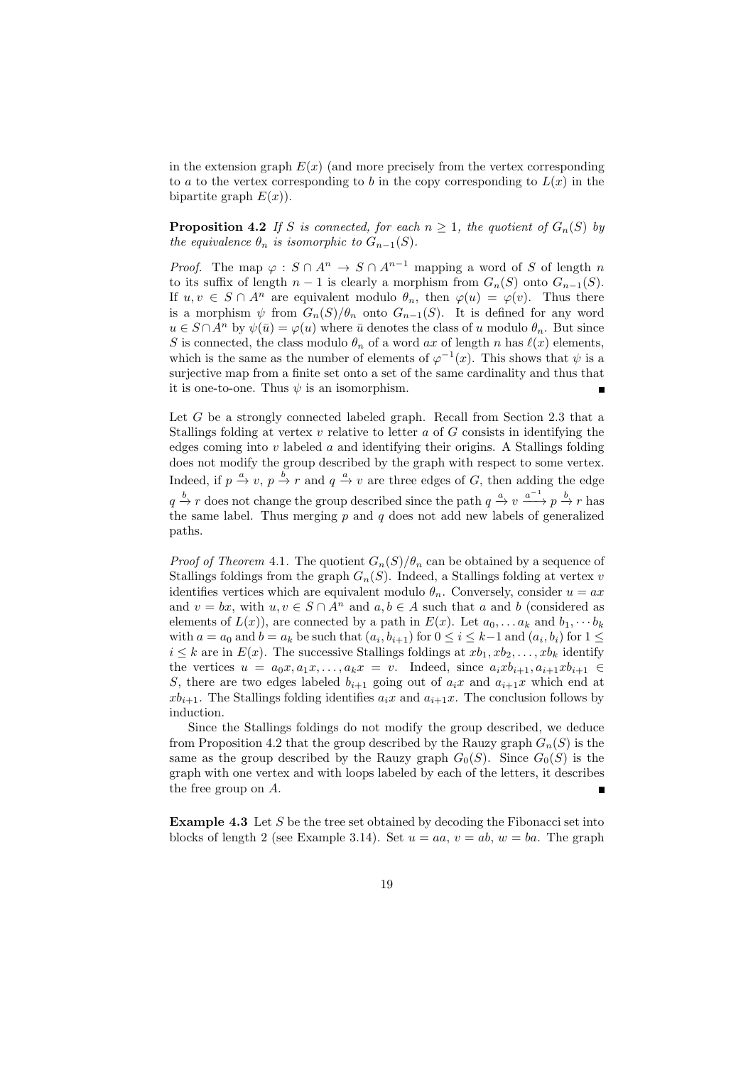in the extension graph $E(x)$ (and more precisely from the vertex corresponding to $a$ to the vertex corresponding to $b$ in the copy corresponding to $L(x)$ in the bipartite graph $E(x)$).

**Proposition 4.2** *If $S$ is connected, for each $n \geq 1$, the quotient of $G_n(S)$ by the equivalence $\theta_n$ is isomorphic to $G_{n-1}(S)$.*

*Proof.* The map $\varphi : S \cap A^n \to S \cap A^{n-1}$ mapping a word of $S$ of length $n$ to its suffix of length $n-1$ is clearly a morphism from $G_n(S)$ onto $G_{n-1}(S)$. If $u, v \in S \cap A^n$ are equivalent modulo $\theta_n$, then $\varphi(u) = \varphi(v)$. Thus there is a morphism $\psi$ from $G_n(S)/\theta_n$ onto $G_{n-1}(S)$. It is defined for any word $u \in S \cap A^n$ by $\psi(\bar{u}) = \varphi(u)$ where $\bar{u}$ denotes the class of $u$ modulo $\theta_n$. But since $S$ is connected, the class modulo $\theta_n$ of a word $ax$ of length $n$ has $\ell(x)$ elements, which is the same as the number of elements of $\varphi^{-1}(x)$. This shows that $\psi$ is a surjective map from a finite set onto a set of the same cardinality and thus that it is one-to-one. Thus $\psi$ is an isomorphism. ∎

Let $G$ be a strongly connected labeled graph. Recall from Section 2.3 that a Stallings folding at vertex $v$ relative to letter $a$ of $G$ consists in identifying the edges coming into $v$ labeled $a$ and identifying their origins. A Stallings folding does not modify the group described by the graph with respect to some vertex. Indeed, if $p \xrightarrow{a} v$, $p \xrightarrow{b} r$ and $q \xrightarrow{a} v$ are three edges of $G$, then adding the edge $q \xrightarrow{b} r$ does not change the group described since the path $q \xrightarrow{a} v \xrightarrow{a^{-1}} p \xrightarrow{b} r$ has the same label. Thus merging $p$ and $q$ does not add new labels of generalized paths.

*Proof of Theorem* 4.1. The quotient $G_n(S)/\theta_n$ can be obtained by a sequence of Stallings foldings from the graph $G_n(S)$. Indeed, a Stallings folding at vertex $v$ identifies vertices which are equivalent modulo $\theta_n$. Conversely, consider $u = ax$ and $v = bx$, with $u, v \in S \cap A^n$ and $a, b \in A$ such that $a$ and $b$ (considered as elements of $L(x)$), are connected by a path in $E(x)$. Let $a_0, \ldots a_k$ and $b_1, \cdots b_k$ with $a = a_0$ and $b = a_k$ be such that $(a_i, b_{i+1})$ for $0 \leq i \leq k-1$ and $(a_i, b_i)$ for $1 \leq i \leq k$ are in $E(x)$. The successive Stallings foldings at $xb_1, xb_2, \ldots, xb_k$ identify the vertices $u = a_0x, a_1x, \ldots, a_kx = v$. Indeed, since $a_ixb_{i+1}, a_{i+1}xb_{i+1} \in S$, there are two edges labeled $b_{i+1}$ going out of $a_ix$ and $a_{i+1}x$ which end at $xb_{i+1}$. The Stallings folding identifies $a_ix$ and $a_{i+1}x$. The conclusion follows by induction.

Since the Stallings foldings do not modify the group described, we deduce from Proposition 4.2 that the group described by the Rauzy graph $G_n(S)$ is the same as the group described by the Rauzy graph $G_0(S)$. Since $G_0(S)$ is the graph with one vertex and with loops labeled by each of the letters, it describes the free group on $A$. ∎

**Example 4.3** Let $S$ be the tree set obtained by decoding the Fibonacci set into blocks of length 2 (see Example 3.14). Set $u = aa$, $v = ab$, $w = ba$. The graph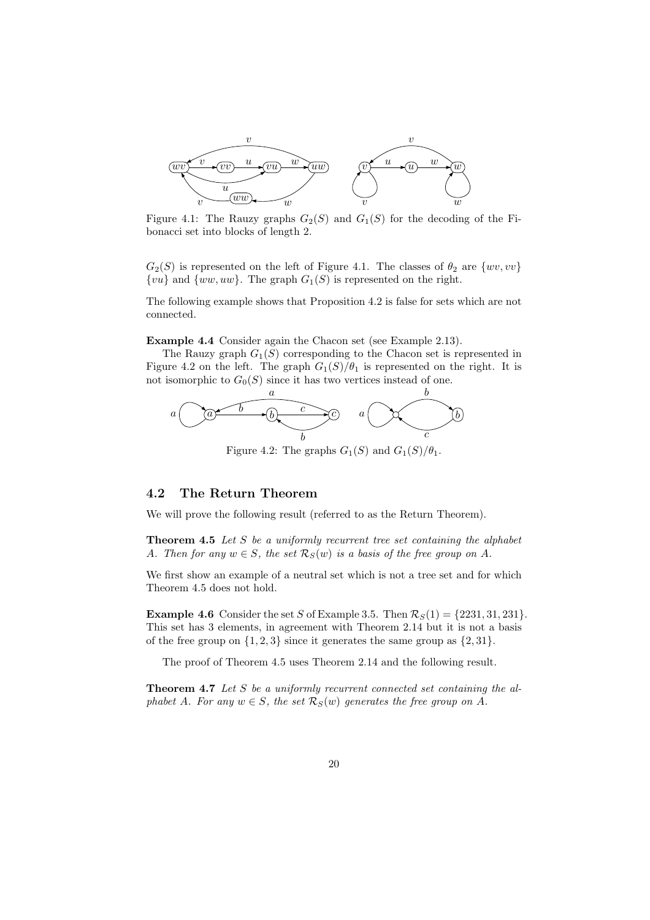Figure 4.1: The Rauzy graphs $G_2(S)$ and $G_1(S)$ for the decoding of the Fibonacci set into blocks of length 2.

$G_2(S)$ is represented on the left of Figure 4.1. The classes of $\theta_2$ are $\{wv, vv\}$ $\{vu\}$ and $\{ww, uw\}$. The graph $G_1(S)$ is represented on the right.

The following example shows that Proposition 4.2 is false for sets which are not connected.

**Example 4.4** Consider again the Chacon set (see Example 2.13).

The Rauzy graph $G_1(S)$ corresponding to the Chacon set is represented in Figure 4.2 on the left. The graph $G_1(S)/\theta_1$ is represented on the right. It is not isomorphic to $G_0(S)$ since it has two vertices instead of one.

Figure 4.2: The graphs $G_1(S)$ and $G_1(S)/\theta_1$.

## 4.2 The Return Theorem

We will prove the following result (referred to as the Return Theorem).

**Theorem 4.5** *Let $S$ be a uniformly recurrent tree set containing the alphabet $A$. Then for any $w \in S$, the set $\mathcal{R}_S(w)$ is a basis of the free group on $A$.*

We first show an example of a neutral set which is not a tree set and for which Theorem 4.5 does not hold.

**Example 4.6** Consider the set $S$ of Example 3.5. Then $\mathcal{R}_S(1) = \{2231, 31, 231\}$. This set has 3 elements, in agreement with Theorem 2.14 but it is not a basis of the free group on $\{1, 2, 3\}$ since it generates the same group as $\{2, 31\}$.

The proof of Theorem 4.5 uses Theorem 2.14 and the following result.

**Theorem 4.7** *Let $S$ be a uniformly recurrent connected set containing the alphabet $A$. For any $w \in S$, the set $\mathcal{R}_S(w)$ generates the free group on $A$.*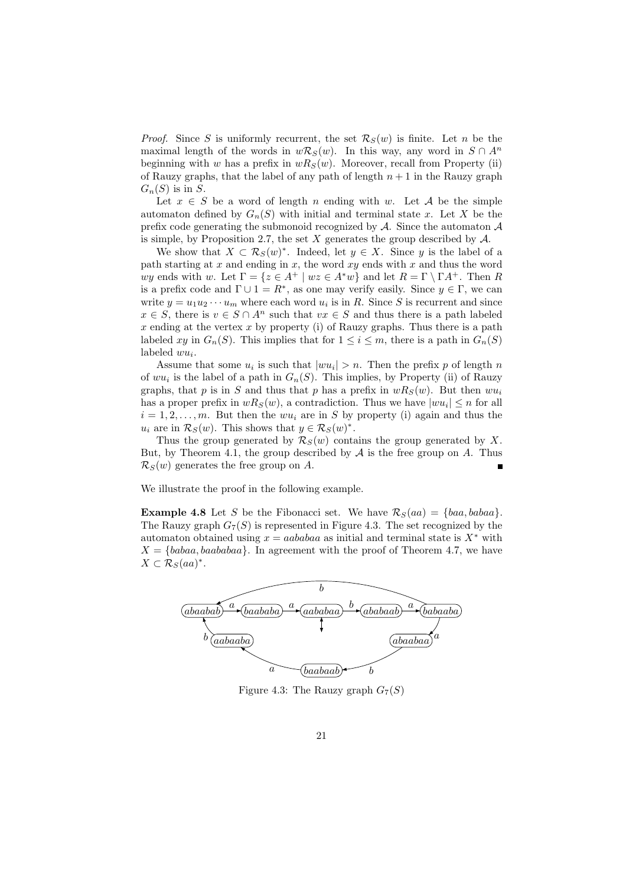*Proof.* Since $S$ is uniformly recurrent, the set $\mathcal{R}_S(w)$ is finite. Let $n$ be the maximal length of the words in $w\mathcal{R}_S(w)$. In this way, any word in $S \cap A^n$ beginning with $w$ has a prefix in $wR_S(w)$. Moreover, recall from Property (ii) of Rauzy graphs, that the label of any path of length $n+1$ in the Rauzy graph $G_n(S)$ is in $S$.

Let $x \in S$ be a word of length $n$ ending with $w$. Let $\mathcal{A}$ be the simple automaton defined by $G_n(S)$ with initial and terminal state $x$. Let $X$ be the prefix code generating the submonoid recognized by $\mathcal{A}$. Since the automaton $\mathcal{A}$ is simple, by Proposition 2.7, the set $X$ generates the group described by $\mathcal{A}$.

We show that $X \subset \mathcal{R}_S(w)^*$. Indeed, let $y \in X$. Since $y$ is the label of a path starting at $x$ and ending in $x$, the word $xy$ ends with $x$ and thus the word $wy$ ends with $w$. Let $\Gamma = \{z \in A^+ \mid wz \in A^*w\}$ and let $R = \Gamma \setminus \Gamma A^+$. Then $R$ is a prefix code and $\Gamma \cup 1 = R^*$, as one may verify easily. Since $y \in \Gamma$, we can write $y = u_1 u_2 \cdots u_m$ where each word $u_i$ is in $R$. Since $S$ is recurrent and since $x \in S$, there is $v \in S \cap A^n$ such that $vx \in S$ and thus there is a path labeled $x$ ending at the vertex $x$ by property (i) of Rauzy graphs. Thus there is a path labeled $xy$ in $G_n(S)$. This implies that for $1 \le i \le m$, there is a path in $G_n(S)$ labeled $wu_i$.

Assume that some $u_i$ is such that $|wu_i| > n$. Then the prefix $p$ of length $n$ of $wu_i$ is the label of a path in $G_n(S)$. This implies, by Property (ii) of Rauzy graphs, that $p$ is in $S$ and thus that $p$ has a prefix in $wR_S(w)$. But then $wu_i$ has a proper prefix in $wR_S(w)$, a contradiction. Thus we have $|wu_i| \le n$ for all $i = 1, 2, \ldots, m$. But then the $wu_i$ are in $S$ by property (i) again and thus the $u_i$ are in $\mathcal{R}_S(w)$. This shows that $y \in \mathcal{R}_S(w)^*$.

Thus the group generated by $\mathcal{R}_S(w)$ contains the group generated by $X$. But, by Theorem 4.1, the group described by $\mathcal{A}$ is the free group on $A$. Thus $\mathcal{R}_S(w)$ generates the free group on $A$. ∎

We illustrate the proof in the following example.

**Example 4.8** Let $S$ be the Fibonacci set. We have $\mathcal{R}_S(aa) = \{baa, babaa\}$. The Rauzy graph $G_7(S)$ is represented in Figure 4.3. The set recognized by the automaton obtained using $x = aababaa$ as initial and terminal state is $X^*$ with $X = \{babaa, baababaa\}$. In agreement with the proof of Theorem 4.7, we have $X \subset \mathcal{R}_S(aa)^*$.

Figure 4.3: The Rauzy graph $G_7(S)$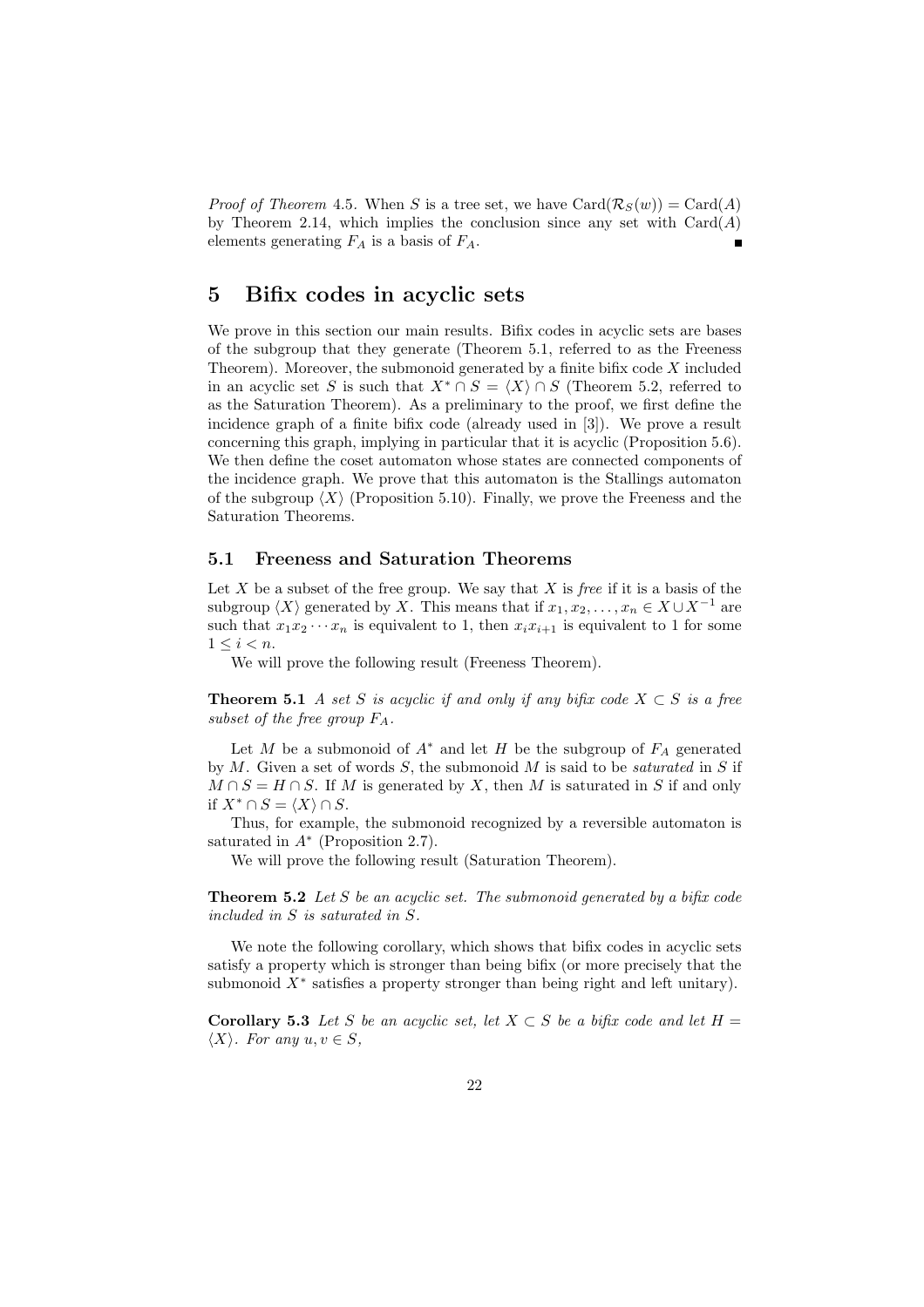*Proof of Theorem* 4.5. When $S$ is a tree set, we have $\mathrm{Card}(\mathcal{R}_S(w)) = \mathrm{Card}(A)$ by Theorem 2.14, which implies the conclusion since any set with $\mathrm{Card}(A)$ elements generating $F_A$ is a basis of $F_A$. ∎

# 5 Bifix codes in acyclic sets

We prove in this section our main results. Bifix codes in acyclic sets are bases of the subgroup that they generate (Theorem 5.1, referred to as the Freeness Theorem). Moreover, the submonoid generated by a finite bifix code $X$ included in an acyclic set $S$ is such that $X^* \cap S = \langle X \rangle \cap S$ (Theorem 5.2, referred to as the Saturation Theorem). As a preliminary to the proof, we first define the incidence graph of a finite bifix code (already used in [3]). We prove a result concerning this graph, implying in particular that it is acyclic (Proposition 5.6). We then define the coset automaton whose states are connected components of the incidence graph. We prove that this automaton is the Stallings automaton of the subgroup $\langle X \rangle$ (Proposition 5.10). Finally, we prove the Freeness and the Saturation Theorems.

## 5.1 Freeness and Saturation Theorems

Let $X$ be a subset of the free group. We say that $X$ is *free* if it is a basis of the subgroup $\langle X \rangle$ generated by $X$. This means that if $x_1, x_2, \ldots, x_n \in X \cup X^{-1}$ are such that $x_1 x_2 \cdots x_n$ is equivalent to 1, then $x_i x_{i+1}$ is equivalent to 1 for some $1 \le i < n$.

We will prove the following result (Freeness Theorem).

**Theorem 5.1** *A set $S$ is acyclic if and only if any bifix code $X \subset S$ is a free subset of the free group $F_A$.*

Let $M$ be a submonoid of $A^*$ and let $H$ be the subgroup of $F_A$ generated by $M$. Given a set of words $S$, the submonoid $M$ is said to be *saturated* in $S$ if $M \cap S = H \cap S$. If $M$ is generated by $X$, then $M$ is saturated in $S$ if and only if $X^* \cap S = \langle X \rangle \cap S$.

Thus, for example, the submonoid recognized by a reversible automaton is saturated in $A^*$ (Proposition 2.7).

We will prove the following result (Saturation Theorem).

**Theorem 5.2** *Let $S$ be an acyclic set. The submonoid generated by a bifix code included in $S$ is saturated in $S$.*

We note the following corollary, which shows that bifix codes in acyclic sets satisfy a property which is stronger than being bifix (or more precisely that the submonoid $X^*$ satisfies a property stronger than being right and left unitary).

**Corollary 5.3** *Let $S$ be an acyclic set, let $X \subset S$ be a bifix code and let $H = \langle X \rangle$. For any $u, v \in S$,*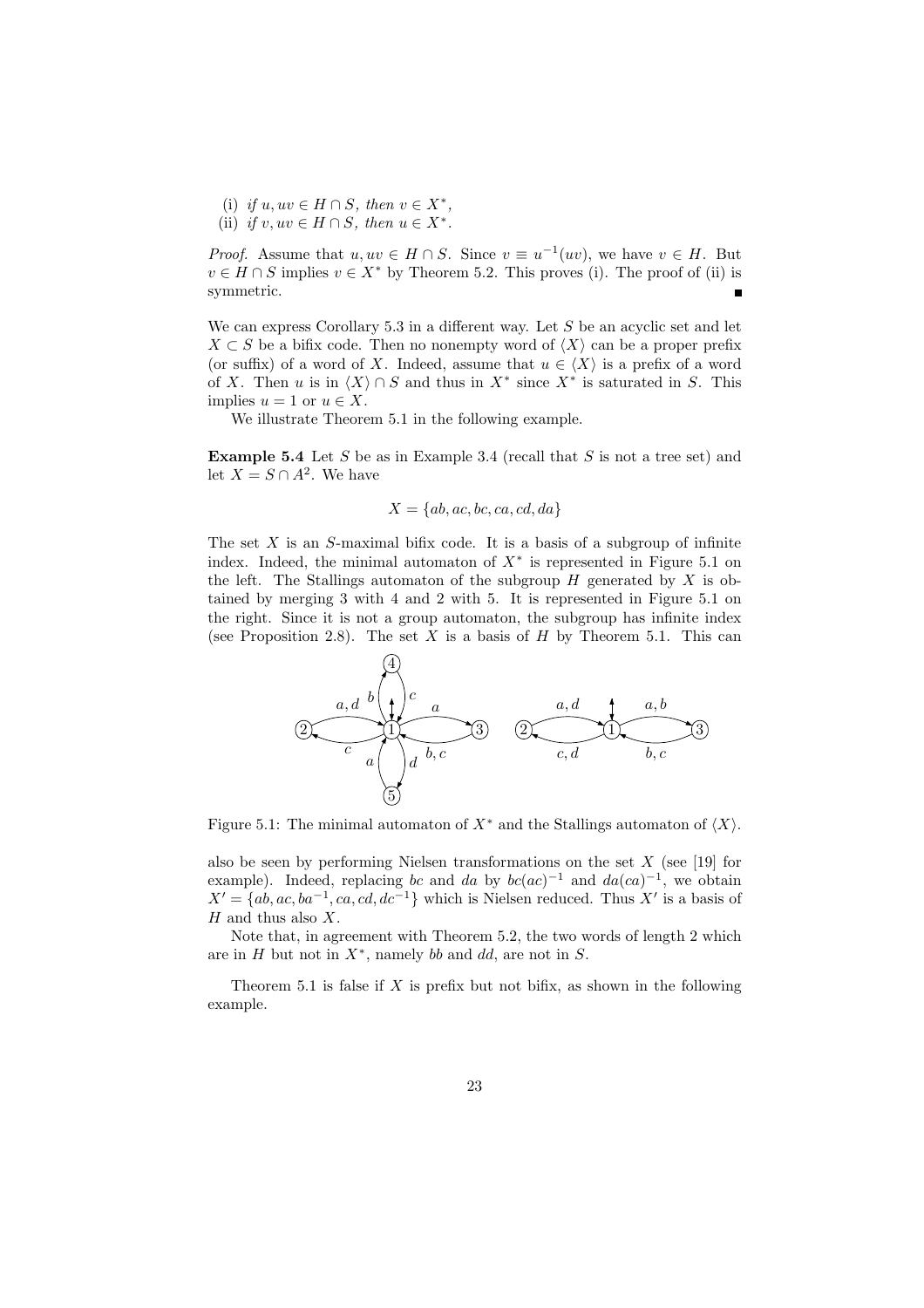(i) *if* $u, uv \in H \cap S$, *then* $v \in X^*$,

(ii) *if* $v, uv \in H \cap S$, *then* $u \in X^*$.

*Proof.* Assume that $u, uv \in H \cap S$. Since $v \equiv u^{-1}(uv)$, we have $v \in H$. But $v \in H \cap S$ implies $v \in X^*$ by Theorem 5.2. This proves (i). The proof of (ii) is symmetric. ∎

We can express Corollary 5.3 in a different way. Let $S$ be an acyclic set and let $X \subset S$ be a bifix code. Then no nonempty word of $\langle X \rangle$ can be a proper prefix (or suffix) of a word of $X$. Indeed, assume that $u \in \langle X \rangle$ is a prefix of a word of $X$. Then $u$ is in $\langle X \rangle \cap S$ and thus in $X^*$ since $X^*$ is saturated in $S$. This implies $u = 1$ or $u \in X$.

We illustrate Theorem 5.1 in the following example.

**Example 5.4** Let $S$ be as in Example 3.4 (recall that $S$ is not a tree set) and let $X = S \cap A^2$. We have

$$X = \{ab, ac, bc, ca, cd, da\}$$

The set $X$ is an $S$-maximal bifix code. It is a basis of a subgroup of infinite index. Indeed, the minimal automaton of $X^*$ is represented in Figure 5.1 on the left. The Stallings automaton of the subgroup $H$ generated by $X$ is obtained by merging 3 with 4 and 2 with 5. It is represented in Figure 5.1 on the right. Since it is not a group automaton, the subgroup has infinite index (see Proposition 2.8). The set $X$ is a basis of $H$ by Theorem 5.1. This can

Figure 5.1: The minimal automaton of $X^*$ and the Stallings automaton of $\langle X \rangle$.

also be seen by performing Nielsen transformations on the set $X$ (see [19] for example). Indeed, replacing $bc$ and $da$ by $bc(ac)^{-1}$ and $da(ca)^{-1}$, we obtain $X' = \{ab, ac, ba^{-1}, ca, cd, dc^{-1}\}$ which is Nielsen reduced. Thus $X'$ is a basis of $H$ and thus also $X$.

Note that, in agreement with Theorem 5.2, the two words of length 2 which are in $H$ but not in $X^*$, namely $bb$ and $dd$, are not in $S$.

Theorem 5.1 is false if $X$ is prefix but not bifix, as shown in the following example.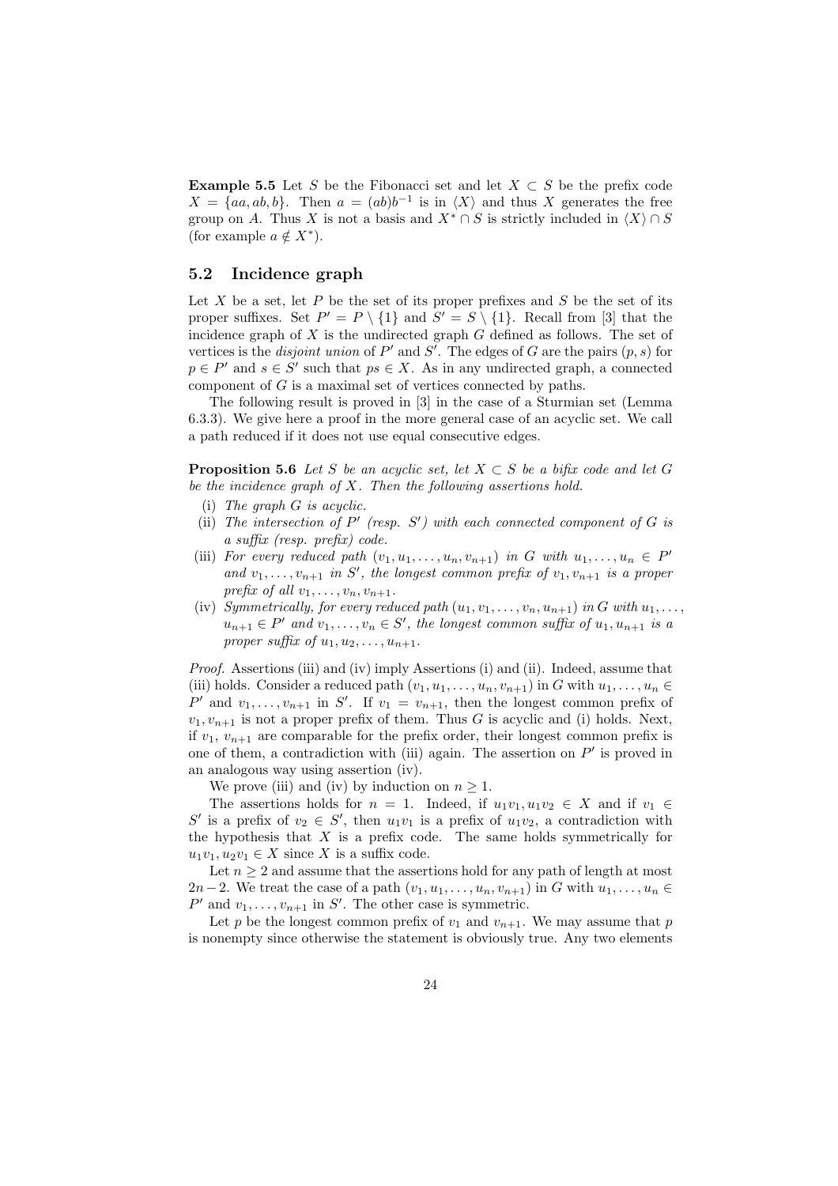**Example 5.5** Let $S$ be the Fibonacci set and let $X \subset S$ be the prefix code $X = \{aa, ab, b\}$. Then $a = (ab)b^{-1}$ is in $\langle X \rangle$ and thus $X$ generates the free group on $A$. Thus $X$ is not a basis and $X^* \cap S$ is strictly included in $\langle X \rangle \cap S$ (for example $a \notin X^*$).

## 5.2 Incidence graph

Let $X$ be a set, let $P$ be the set of its proper prefixes and $S$ be the set of its proper suffixes. Set $P' = P \setminus \{1\}$ and $S' = S \setminus \{1\}$. Recall from [3] that the incidence graph of $X$ is the undirected graph $G$ defined as follows. The set of vertices is the *disjoint union* of $P'$ and $S'$. The edges of $G$ are the pairs $(p, s)$ for $p \in P'$ and $s \in S'$ such that $ps \in X$. As in any undirected graph, a connected component of $G$ is a maximal set of vertices connected by paths.

The following result is proved in [3] in the case of a Sturmian set (Lemma 6.3.3). We give here a proof in the more general case of an acyclic set. We call a path reduced if it does not use equal consecutive edges.

**Proposition 5.6** *Let $S$ be an acyclic set, let $X \subset S$ be a bifix code and let $G$ be the incidence graph of $X$. Then the following assertions hold.*

(i) *The graph $G$ is acyclic.*

(ii) *The intersection of $P'$ (resp. $S'$) with each connected component of $G$ is a suffix (resp. prefix) code.*

(iii) *For every reduced path $(v_1, u_1, \ldots, u_n, v_{n+1})$ in $G$ with $u_1, \ldots, u_n \in P'$ and $v_1, \ldots, v_{n+1}$ in $S'$, the longest common prefix of $v_1, v_{n+1}$ is a proper prefix of all $v_1, \ldots, v_n, v_{n+1}$.*

(iv) *Symmetrically, for every reduced path $(u_1, v_1, \ldots, v_n, u_{n+1})$ in $G$ with $u_1, \ldots, u_{n+1} \in P'$ and $v_1, \ldots, v_n \in S'$, the longest common suffix of $u_1, u_{n+1}$ is a proper suffix of $u_1, u_2, \ldots, u_{n+1}$.*

*Proof.* Assertions (iii) and (iv) imply Assertions (i) and (ii). Indeed, assume that (iii) holds. Consider a reduced path $(v_1, u_1, \ldots, u_n, v_{n+1})$ in $G$ with $u_1, \ldots, u_n \in P'$ and $v_1, \ldots, v_{n+1}$ in $S'$. If $v_1 = v_{n+1}$, then the longest common prefix of $v_1, v_{n+1}$ is not a proper prefix of them. Thus $G$ is acyclic and (i) holds. Next, if $v_1$, $v_{n+1}$ are comparable for the prefix order, their longest common prefix is one of them, a contradiction with (iii) again. The assertion on $P'$ is proved in an analogous way using assertion (iv).

We prove (iii) and (iv) by induction on $n \geq 1$.

The assertions holds for $n = 1$. Indeed, if $u_1v_1, u_1v_2 \in X$ and if $v_1 \in S'$ is a prefix of $v_2 \in S'$, then $u_1v_1$ is a prefix of $u_1v_2$, a contradiction with the hypothesis that $X$ is a prefix code. The same holds symmetrically for $u_1v_1, u_2v_1 \in X$ since $X$ is a suffix code.

Let $n \geq 2$ and assume that the assertions hold for any path of length at most $2n-2$. We treat the case of a path $(v_1, u_1, \ldots, u_n, v_{n+1})$ in $G$ with $u_1, \ldots, u_n \in P'$ and $v_1, \ldots, v_{n+1}$ in $S'$. The other case is symmetric.

Let $p$ be the longest common prefix of $v_1$ and $v_{n+1}$. We may assume that $p$ is nonempty since otherwise the statement is obviously true. Any two elements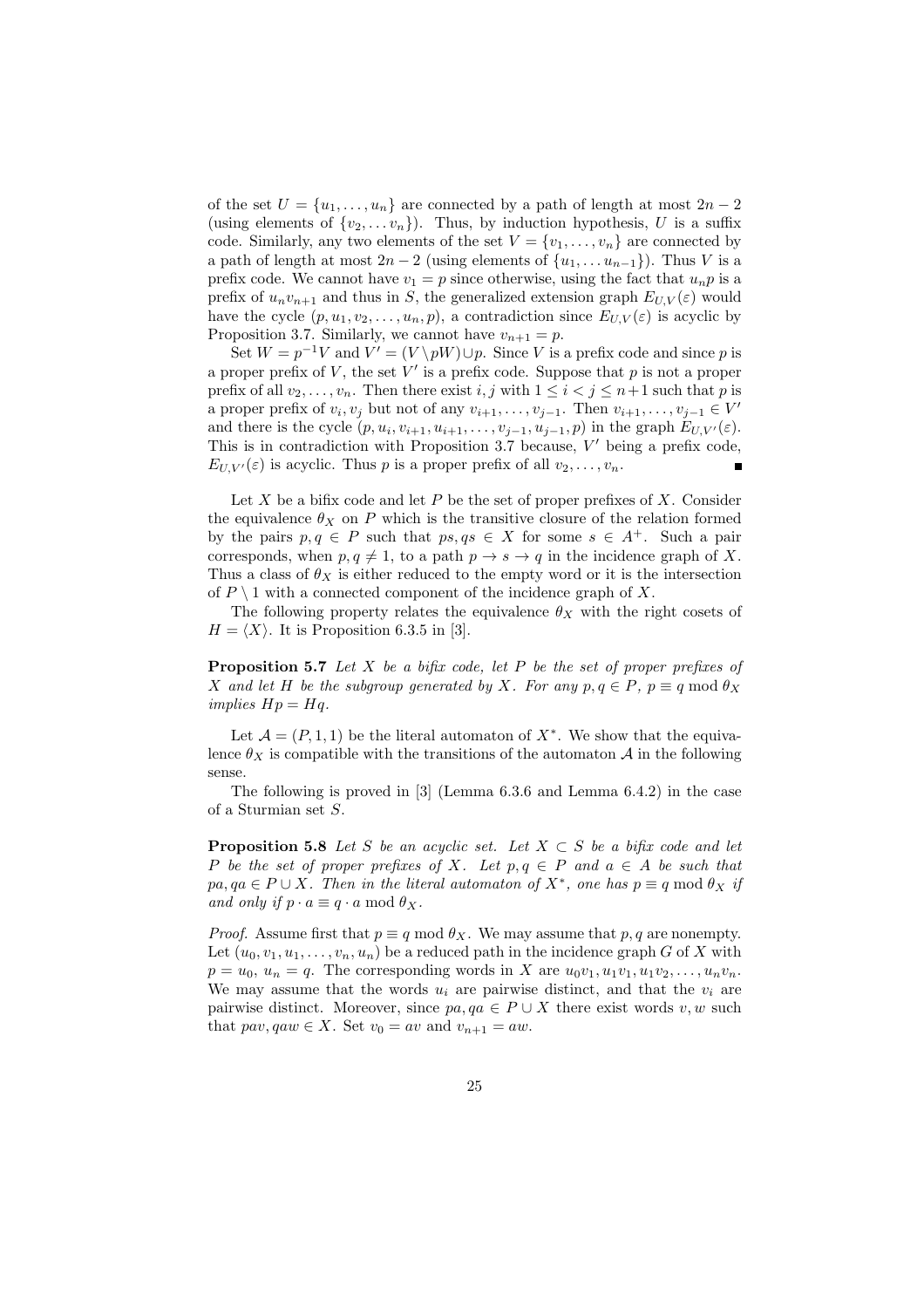of the set $U = \{u_1, \ldots, u_n\}$ are connected by a path of length at most $2n-2$ (using elements of $\{v_2, \ldots v_n\}$). Thus, by induction hypothesis, $U$ is a suffix code. Similarly, any two elements of the set $V = \{v_1, \ldots, v_n\}$ are connected by a path of length at most $2n-2$ (using elements of $\{u_1, \ldots u_{n-1}\}$). Thus $V$ is a prefix code. We cannot have $v_1 = p$ since otherwise, using the fact that $u_n p$ is a prefix of $u_n v_{n+1}$ and thus in $S$, the generalized extension graph $E_{U,V}(\varepsilon)$ would have the cycle $(p, u_1, v_2, \ldots, u_n, p)$, a contradiction since $E_{U,V}(\varepsilon)$ is acyclic by Proposition 3.7. Similarly, we cannot have $v_{n+1} = p$.

Set $W = p^{-1}V$ and $V' = (V \setminus pW) \cup p$. Since $V$ is a prefix code and since $p$ is a proper prefix of $V$, the set $V'$ is a prefix code. Suppose that $p$ is not a proper prefix of all $v_2, \ldots, v_n$. Then there exist $i, j$ with $1 \le i < j \le n+1$ such that $p$ is a proper prefix of $v_i, v_j$ but not of any $v_{i+1}, \ldots, v_{j-1}$. Then $v_{i+1}, \ldots, v_{j-1} \in V'$ and there is the cycle $(p, u_i, v_{i+1}, u_{i+1}, \ldots, v_{j-1}, u_{j-1}, p)$ in the graph $E_{U,V'}(\varepsilon)$. This is in contradiction with Proposition 3.7 because, $V'$ being a prefix code, $E_{U,V'}(\varepsilon)$ is acyclic. Thus $p$ is a proper prefix of all $v_2, \ldots, v_n$. ■

Let $X$ be a bifix code and let $P$ be the set of proper prefixes of $X$. Consider the equivalence $\theta_X$ on $P$ which is the transitive closure of the relation formed by the pairs $p, q \in P$ such that $ps, qs \in X$ for some $s \in A^+$. Such a pair corresponds, when $p, q \neq 1$, to a path $p \to s \to q$ in the incidence graph of $X$. Thus a class of $\theta_X$ is either reduced to the empty word or it is the intersection of $P \setminus 1$ with a connected component of the incidence graph of $X$.

The following property relates the equivalence $\theta_X$ with the right cosets of $H = \langle X \rangle$. It is Proposition 6.3.5 in [3].

**Proposition 5.7** *Let $X$ be a bifix code, let $P$ be the set of proper prefixes of $X$ and let $H$ be the subgroup generated by $X$. For any $p, q \in P$, $p \equiv q \bmod \theta_X$ implies $Hp = Hq$.*

Let $\mathcal{A} = (P, 1, 1)$ be the literal automaton of $X^*$. We show that the equivalence $\theta_X$ is compatible with the transitions of the automaton $\mathcal{A}$ in the following sense.

The following is proved in [3] (Lemma 6.3.6 and Lemma 6.4.2) in the case of a Sturmian set $S$.

**Proposition 5.8** *Let $S$ be an acyclic set. Let $X \subset S$ be a bifix code and let $P$ be the set of proper prefixes of $X$. Let $p, q \in P$ and $a \in A$ be such that $pa, qa \in P \cup X$. Then in the literal automaton of $X^*$, one has $p \equiv q \bmod \theta_X$ if and only if $p \cdot a \equiv q \cdot a \bmod \theta_X$.*

*Proof.* Assume first that $p \equiv q \bmod \theta_X$. We may assume that $p, q$ are nonempty. Let $(u_0, v_1, u_1, \ldots, v_n, u_n)$ be a reduced path in the incidence graph $G$ of $X$ with $p = u_0$, $u_n = q$. The corresponding words in $X$ are $u_0 v_1, u_1 v_1, u_1 v_2, \ldots, u_n v_n$. We may assume that the words $u_i$ are pairwise distinct, and that the $v_i$ are pairwise distinct. Moreover, since $pa, qa \in P \cup X$ there exist words $v, w$ such that $pav, qaw \in X$. Set $v_0 = av$ and $v_{n+1} = aw$.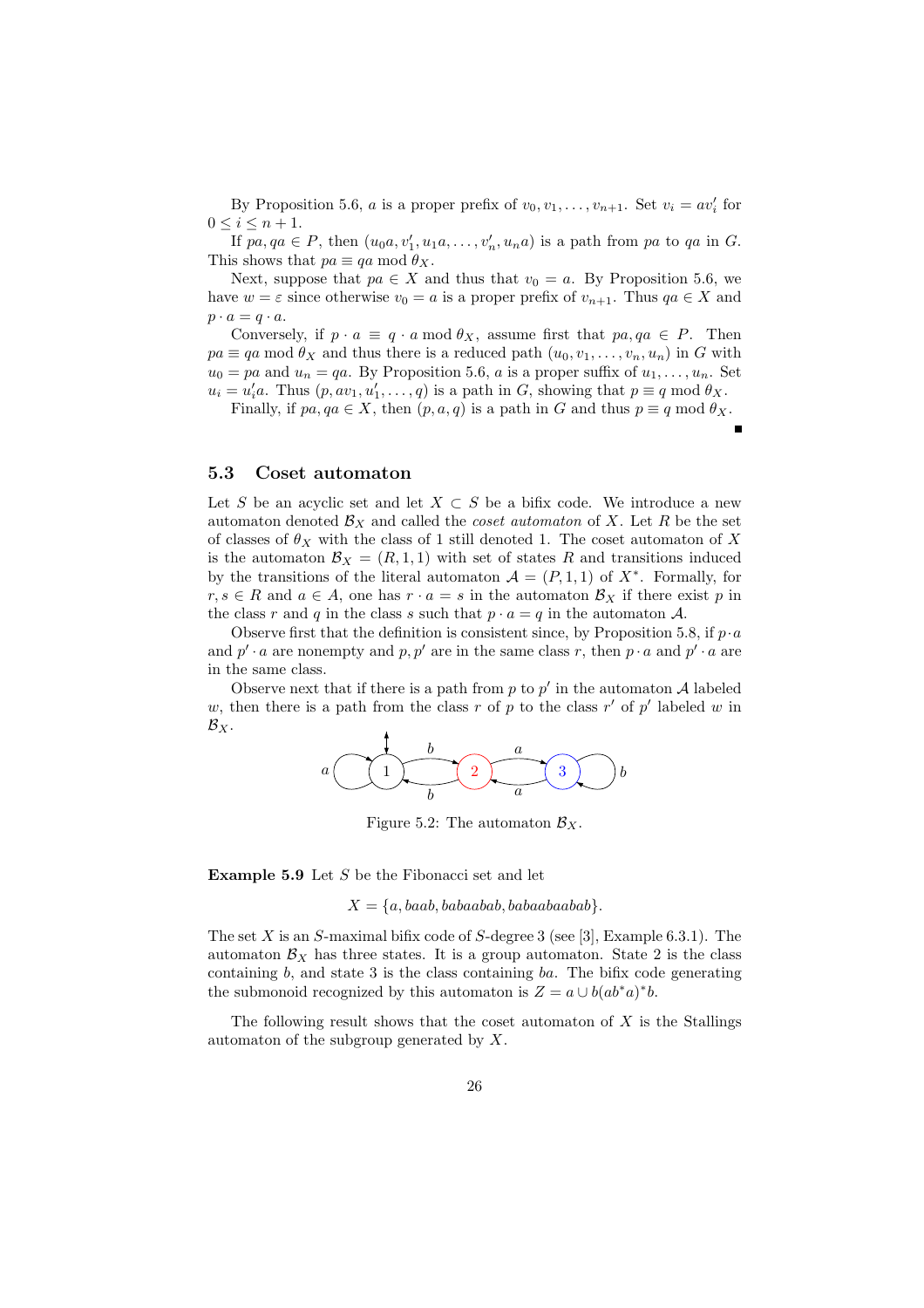By Proposition 5.6, $a$ is a proper prefix of $v_0, v_1, \ldots, v_{n+1}$. Set $v_i = av_i'$ for $0 \le i \le n+1$.

If $pa, qa \in P$, then $(u_0 a, v_1', u_1 a, \ldots, v_n', u_n a)$ is a path from $pa$ to $qa$ in $G$. This shows that $pa \equiv qa \bmod \theta_X$.

Next, suppose that $pa \in X$ and thus that $v_0 = a$. By Proposition 5.6, we have $w = \varepsilon$ since otherwise $v_0 = a$ is a proper prefix of $v_{n+1}$. Thus $qa \in X$ and $p \cdot a = q \cdot a$.

Conversely, if $p \cdot a \equiv q \cdot a \bmod \theta_X$, assume first that $pa, qa \in P$. Then $pa \equiv qa \bmod \theta_X$ and thus there is a reduced path $(u_0, v_1, \ldots, v_n, u_n)$ in $G$ with $u_0 = pa$ and $u_n = qa$. By Proposition 5.6, $a$ is a proper suffix of $u_1, \ldots, u_n$. Set $u_i = u_i' a$. Thus $(p, av_1, u_1', \ldots, q)$ is a path in $G$, showing that $p \equiv q \bmod \theta_X$.

Finally, if $pa, qa \in X$, then $(p, a, q)$ is a path in $G$ and thus $p \equiv q \bmod \theta_X$. ∎

## 5.3 Coset automaton

Let $S$ be an acyclic set and let $X \subset S$ be a bifix code. We introduce a new automaton denoted $\mathcal{B}_X$ and called the *coset automaton* of $X$. Let $R$ be the set of classes of $\theta_X$ with the class of 1 still denoted 1. The coset automaton of $X$ is the automaton $\mathcal{B}_X = (R, 1, 1)$ with set of states $R$ and transitions induced by the transitions of the literal automaton $\mathcal{A} = (P, 1, 1)$ of $X^*$. Formally, for $r, s \in R$ and $a \in A$, one has $r \cdot a = s$ in the automaton $\mathcal{B}_X$ if there exist $p$ in the class $r$ and $q$ in the class $s$ such that $p \cdot a = q$ in the automaton $\mathcal{A}$.

Observe first that the definition is consistent since, by Proposition 5.8, if $p \cdot a$ and $p' \cdot a$ are nonempty and $p, p'$ are in the same class $r$, then $p \cdot a$ and $p' \cdot a$ are in the same class.

Observe next that if there is a path from $p$ to $p'$ in the automaton $\mathcal{A}$ labeled $w$, then there is a path from the class $r$ of $p$ to the class $r'$ of $p'$ labeled $w$ in $\mathcal{B}_X$.

Figure 5.2: The automaton $\mathcal{B}_X$.

**Example 5.9** Let $S$ be the Fibonacci set and let

$$X = \{a, baab, babaabab, babaabaabab\}.$$

The set $X$ is an $S$-maximal bifix code of $S$-degree 3 (see [3], Example 6.3.1). The automaton $\mathcal{B}_X$ has three states. It is a group automaton. State 2 is the class containing $b$, and state 3 is the class containing $ba$. The bifix code generating the submonoid recognized by this automaton is $Z = a \cup b(ab^*a)^*b$.

The following result shows that the coset automaton of $X$ is the Stallings automaton of the subgroup generated by $X$.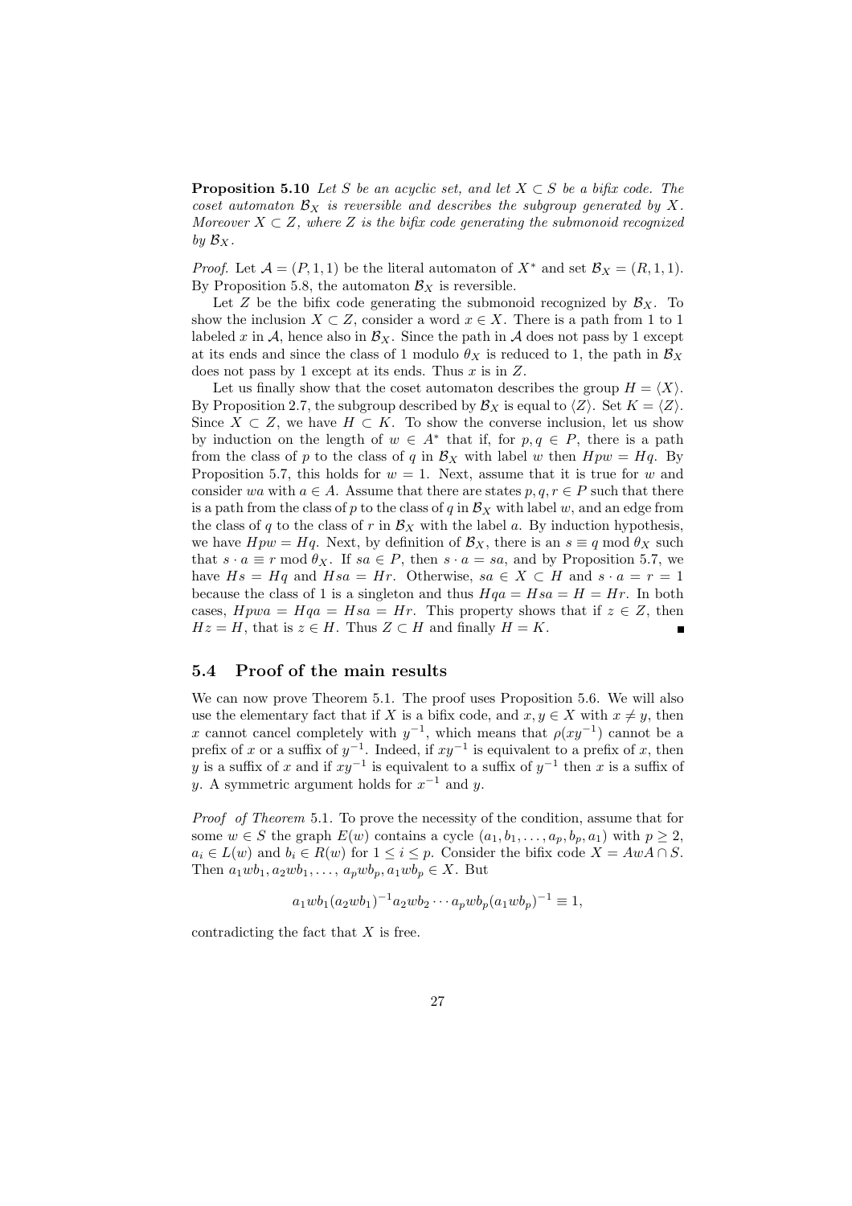**Proposition 5.10** *Let $S$ be an acyclic set, and let $X \subset S$ be a bifix code. The coset automaton $\mathcal{B}_X$ is reversible and describes the subgroup generated by $X$. Moreover $X \subset Z$, where $Z$ is the bifix code generating the submonoid recognized by $\mathcal{B}_X$.*

*Proof.* Let $\mathcal{A} = (P, 1, 1)$ be the literal automaton of $X^*$ and set $\mathcal{B}_X = (R, 1, 1)$. By Proposition 5.8, the automaton $\mathcal{B}_X$ is reversible.

Let $Z$ be the bifix code generating the submonoid recognized by $\mathcal{B}_X$. To show the inclusion $X \subset Z$, consider a word $x \in X$. There is a path from 1 to 1 labeled $x$ in $\mathcal{A}$, hence also in $\mathcal{B}_X$. Since the path in $\mathcal{A}$ does not pass by 1 except at its ends and since the class of 1 modulo $\theta_X$ is reduced to 1, the path in $\mathcal{B}_X$ does not pass by 1 except at its ends. Thus $x$ is in $Z$.

Let us finally show that the coset automaton describes the group $H = \langle X \rangle$. By Proposition 2.7, the subgroup described by $\mathcal{B}_X$ is equal to $\langle Z \rangle$. Set $K = \langle Z \rangle$. Since $X \subset Z$, we have $H \subset K$. To show the converse inclusion, let us show by induction on the length of $w \in A^*$ that if, for $p, q \in P$, there is a path from the class of $p$ to the class of $q$ in $\mathcal{B}_X$ with label $w$ then $Hpw = Hq$. By Proposition 5.7, this holds for $w = 1$. Next, assume that it is true for $w$ and consider $wa$ with $a \in A$. Assume that there are states $p, q, r \in P$ such that there is a path from the class of $p$ to the class of $q$ in $\mathcal{B}_X$ with label $w$, and an edge from the class of $q$ to the class of $r$ in $\mathcal{B}_X$ with the label $a$. By induction hypothesis, we have $Hpw = Hq$. Next, by definition of $\mathcal{B}_X$, there is an $s \equiv q \bmod \theta_X$ such that $s \cdot a \equiv r \bmod \theta_X$. If $sa \in P$, then $s \cdot a = sa$, and by Proposition 5.7, we have $Hs = Hq$ and $Hsa = Hr$. Otherwise, $sa \in X \subset H$ and $s \cdot a = r = 1$ because the class of 1 is a singleton and thus $Hqa = Hsa = H = Hr$. In both cases, $Hpwa = Hqa = Hsa = Hr$. This property shows that if $z \in Z$, then $Hz = H$, that is $z \in H$. Thus $Z \subset H$ and finally $H = K$. ∎

### 5.4 Proof of the main results

We can now prove Theorem 5.1. The proof uses Proposition 5.6. We will also use the elementary fact that if $X$ is a bifix code, and $x, y \in X$ with $x \neq y$, then $x$ cannot cancel completely with $y^{-1}$, which means that $\rho(xy^{-1})$ cannot be a prefix of $x$ or a suffix of $y^{-1}$. Indeed, if $xy^{-1}$ is equivalent to a prefix of $x$, then $y$ is a suffix of $x$ and if $xy^{-1}$ is equivalent to a suffix of $y^{-1}$ then $x$ is a suffix of $y$. A symmetric argument holds for $x^{-1}$ and $y$.

*Proof of Theorem* 5.1. To prove the necessity of the condition, assume that for some $w \in S$ the graph $E(w)$ contains a cycle $(a_1, b_1, \ldots, a_p, b_p, a_1)$ with $p \geq 2$, $a_i \in L(w)$ and $b_i \in R(w)$ for $1 \leq i \leq p$. Consider the bifix code $X = AwA \cap S$. Then $a_1wb_1, a_2wb_1, \ldots, a_pwb_p, a_1wb_p \in X$. But

$$a_1wb_1(a_2wb_1)^{-1}a_2wb_2 \cdots a_pwb_p(a_1wb_p)^{-1} \equiv 1,$$

contradicting the fact that $X$ is free.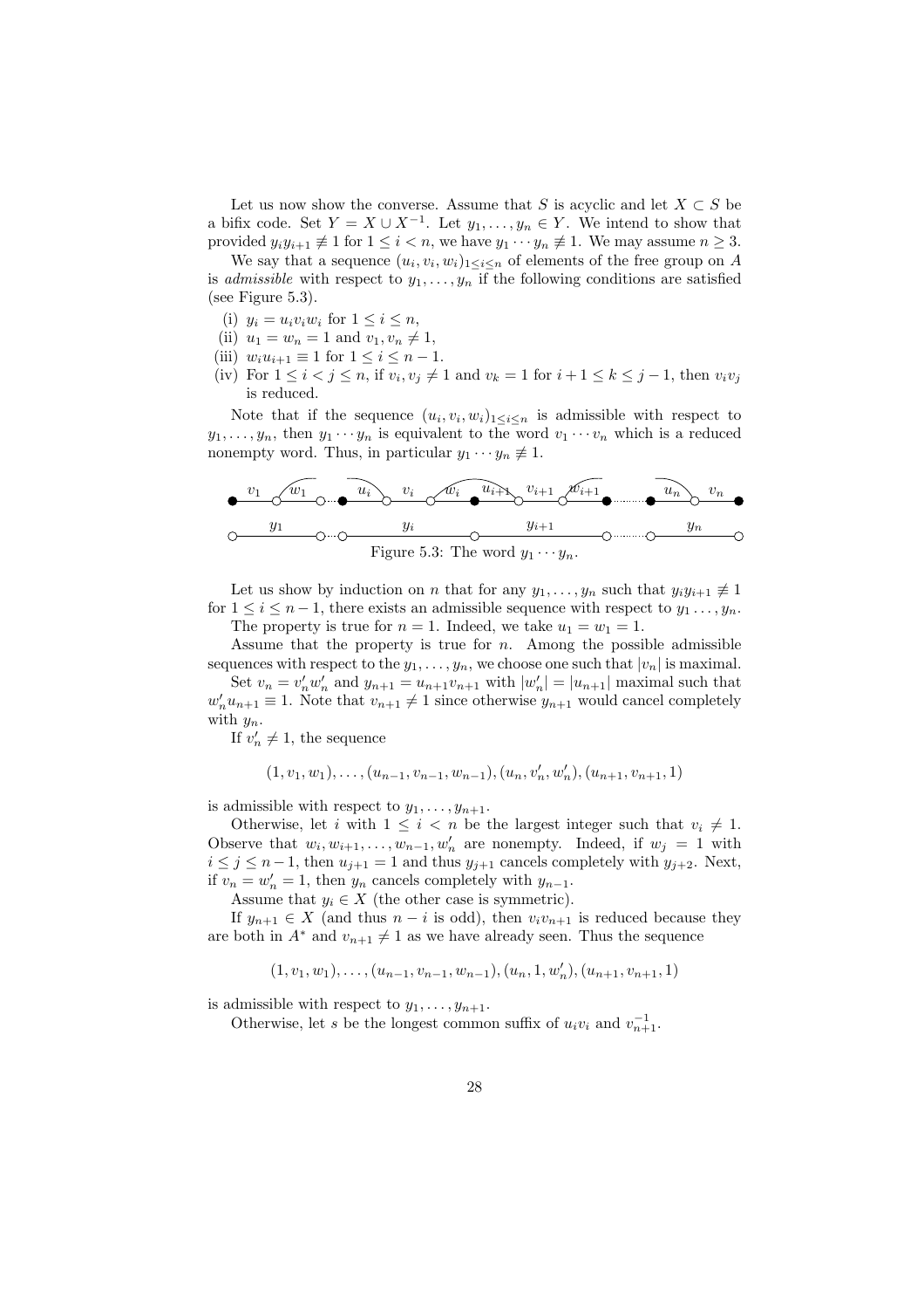Let us now show the converse. Assume that $S$ is acyclic and let $X \subset S$ be a bifix code. Set $Y = X \cup X^{-1}$. Let $y_1, \ldots, y_n \in Y$. We intend to show that provided $y_i y_{i+1} \not\equiv 1$ for $1 \le i < n$, we have $y_1 \cdots y_n \not\equiv 1$. We may assume $n \ge 3$.

We say that a sequence $(u_i, v_i, w_i)_{1 \le i \le n}$ of elements of the free group on $A$ is *admissible* with respect to $y_1, \ldots, y_n$ if the following conditions are satisfied (see Figure 5.3).

(i) $y_i = u_i v_i w_i$ for $1 \le i \le n$,

(ii) $u_1 = w_n = 1$ and $v_1, v_n \ne 1$,

(iii) $w_i u_{i+1} \equiv 1$ for $1 \le i \le n-1$.

(iv) For $1 \le i < j \le n$, if $v_i, v_j \ne 1$ and $v_k = 1$ for $i+1 \le k \le j-1$, then $v_i v_j$ is reduced.

Note that if the sequence $(u_i, v_i, w_i)_{1 \le i \le n}$ is admissible with respect to $y_1, \ldots, y_n$, then $y_1 \cdots y_n$ is equivalent to the word $v_1 \cdots v_n$ which is a reduced nonempty word. Thus, in particular $y_1 \cdots y_n \not\equiv 1$.

Figure 5.3: The word $y_1 \cdots y_n$.

Let us show by induction on $n$ that for any $y_1, \ldots, y_n$ such that $y_i y_{i+1} \not\equiv 1$ for $1 \le i \le n-1$, there exists an admissible sequence with respect to $y_1 \ldots, y_n$.

The property is true for $n = 1$. Indeed, we take $u_1 = w_1 = 1$.

Assume that the property is true for $n$. Among the possible admissible sequences with respect to the $y_1, \ldots, y_n$, we choose one such that $|v_n|$ is maximal.

Set $v_n = v_n' w_n'$ and $y_{n+1} = u_{n+1} v_{n+1}$ with $|w_n'| = |u_{n+1}|$ maximal such that $w_n' u_{n+1} \equiv 1$. Note that $v_{n+1} \ne 1$ since otherwise $y_{n+1}$ would cancel completely with $y_n$.

If $v_n' \ne 1$, the sequence

$$(1, v_1, w_1), \ldots, (u_{n-1}, v_{n-1}, w_{n-1}), (u_n, v_n', w_n'), (u_{n+1}, v_{n+1}, 1)$$

is admissible with respect to $y_1, \ldots, y_{n+1}$.

Otherwise, let $i$ with $1 \le i < n$ be the largest integer such that $v_i \ne 1$. Observe that $w_i, w_{i+1}, \ldots, w_{n-1}, w_n'$ are nonempty. Indeed, if $w_j = 1$ with $i \le j \le n-1$, then $u_{j+1} = 1$ and thus $y_{j+1}$ cancels completely with $y_{j+2}$. Next, if $v_n = w_n' = 1$, then $y_n$ cancels completely with $y_{n-1}$.

Assume that $y_i \in X$ (the other case is symmetric).

If $y_{n+1} \in X$ (and thus $n - i$ is odd), then $v_i v_{n+1}$ is reduced because they are both in $A^*$ and $v_{n+1} \ne 1$ as we have already seen. Thus the sequence

$$(1, v_1, w_1), \ldots, (u_{n-1}, v_{n-1}, w_{n-1}), (u_n, 1, w_n'), (u_{n+1}, v_{n+1}, 1)$$

is admissible with respect to $y_1, \ldots, y_{n+1}$.

Otherwise, let $s$ be the longest common suffix of $u_i v_i$ and $v_{n+1}^{-1}$.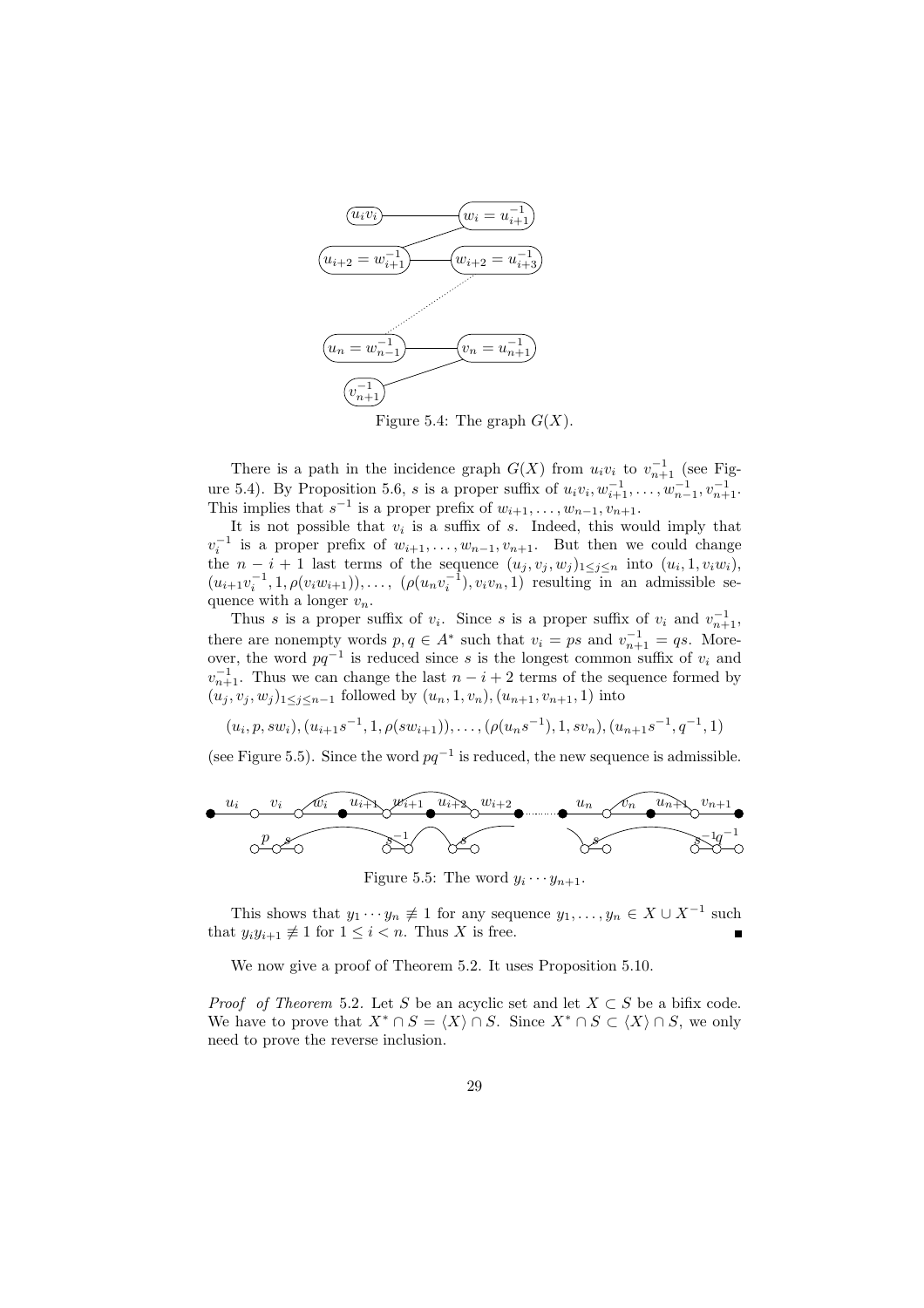Figure 5.4: The graph $G(X)$.

There is a path in the incidence graph $G(X)$ from $u_iv_i$ to $v_{n+1}^{-1}$ (see Figure 5.4). By Proposition 5.6, $s$ is a proper suffix of $u_iv_i, w_{i+1}^{-1}, \ldots, w_{n-1}^{-1}, v_{n+1}^{-1}$. This implies that $s^{-1}$ is a proper prefix of $w_{i+1}, \ldots, w_{n-1}, v_{n+1}$.

It is not possible that $v_i$ is a suffix of $s$. Indeed, this would imply that $v_i^{-1}$ is a proper prefix of $w_{i+1}, \ldots, w_{n-1}, v_{n+1}$. But then we could change the $n-i+1$ last terms of the sequence $(u_j, v_j, w_j)_{1 \le j \le n}$ into $(u_i, 1, v_iw_i)$, $(u_{i+1}v_i^{-1}, 1, \rho(v_iw_{i+1})), \ldots, (\rho(u_nv_i^{-1}), v_iv_n, 1)$ resulting in an admissible sequence with a longer $v_n$.

Thus $s$ is a proper suffix of $v_i$. Since $s$ is a proper suffix of $v_i$ and $v_{n+1}^{-1}$, there are nonempty words $p, q \in A^*$ such that $v_i = ps$ and $v_{n+1}^{-1} = qs$. Moreover, the word $pq^{-1}$ is reduced since $s$ is the longest common suffix of $v_i$ and $v_{n+1}^{-1}$. Thus we can change the last $n-i+2$ terms of the sequence formed by $(u_j, v_j, w_j)_{1 \le j \le n-1}$ followed by $(u_n, 1, v_n), (u_{n+1}, v_{n+1}, 1)$ into

$$(u_i, p, sw_i), (u_{i+1}s^{-1}, 1, \rho(sw_{i+1})), \ldots, (\rho(u_ns^{-1}), 1, sv_n), (u_{n+1}s^{-1}, q^{-1}, 1)$$

(see Figure 5.5). Since the word $pq^{-1}$ is reduced, the new sequence is admissible.

Figure 5.5: The word $y_i \cdots y_{n+1}$.

This shows that $y_1 \cdots y_n \not\equiv 1$ for any sequence $y_1, \ldots, y_n \in X \cup X^{-1}$ such that $y_iy_{i+1} \not\equiv 1$ for $1 \le i < n$. Thus $X$ is free. ∎

We now give a proof of Theorem 5.2. It uses Proposition 5.10.

*Proof of Theorem* 5.2. Let $S$ be an acyclic set and let $X \subset S$ be a bifix code. We have to prove that $X^* \cap S = \langle X \rangle \cap S$. Since $X^* \cap S \subset \langle X \rangle \cap S$, we only need to prove the reverse inclusion.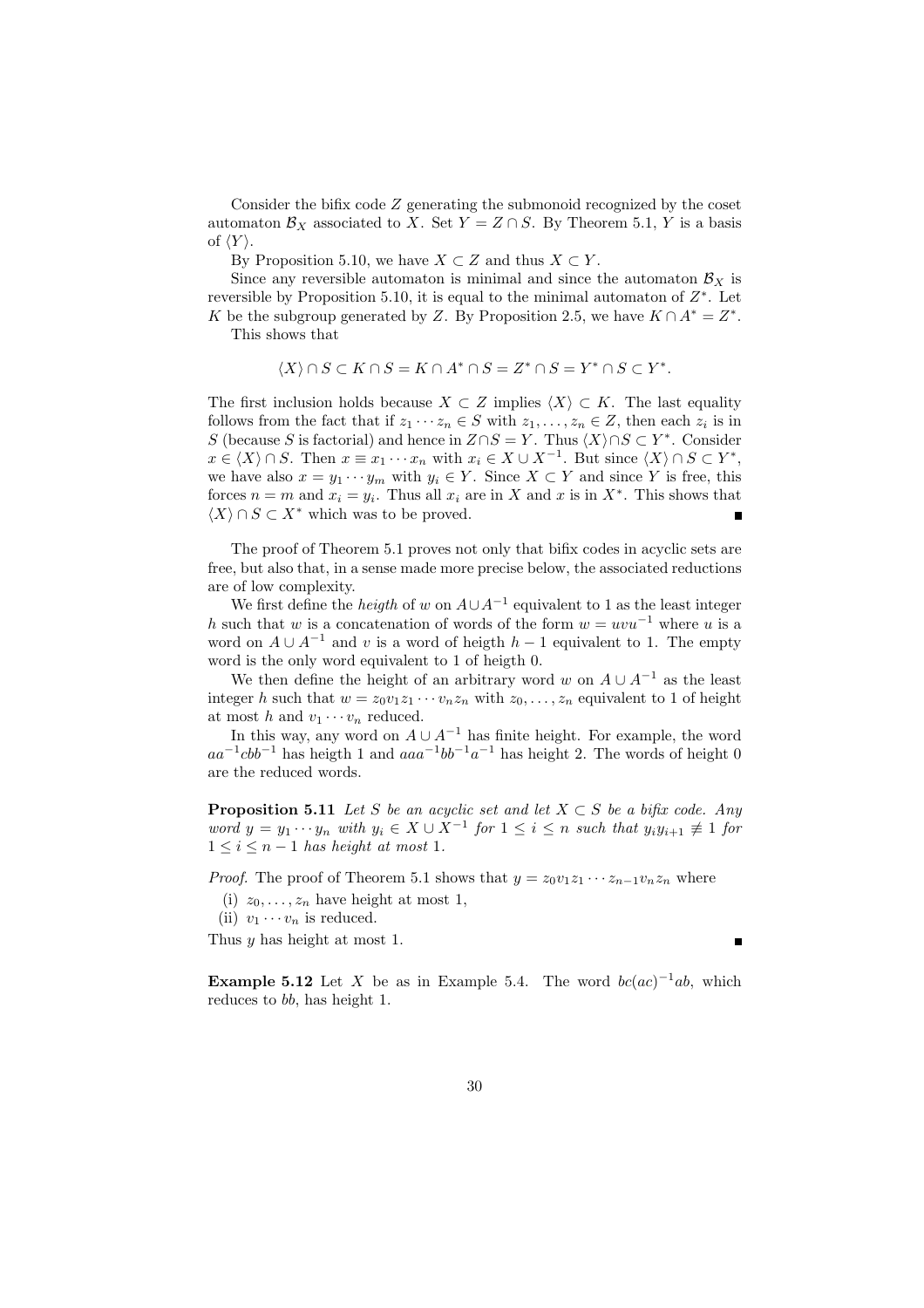Consider the bifix code $Z$ generating the submonoid recognized by the coset automaton $\mathcal{B}_X$ associated to $X$. Set $Y = Z \cap S$. By Theorem 5.1, $Y$ is a basis of $\langle Y \rangle$.

By Proposition 5.10, we have $X \subset Z$ and thus $X \subset Y$.

Since any reversible automaton is minimal and since the automaton $\mathcal{B}_X$ is reversible by Proposition 5.10, it is equal to the minimal automaton of $Z^*$. Let $K$ be the subgroup generated by $Z$. By Proposition 2.5, we have $K \cap A^* = Z^*$.

This shows that

$$\langle X \rangle \cap S \subset K \cap S = K \cap A^* \cap S = Z^* \cap S = Y^* \cap S \subset Y^*.$$

The first inclusion holds because $X \subset Z$ implies $\langle X \rangle \subset K$. The last equality follows from the fact that if $z_1 \cdots z_n \in S$ with $z_1, \ldots, z_n \in Z$, then each $z_i$ is in $S$ (because $S$ is factorial) and hence in $Z \cap S = Y$. Thus $\langle X \rangle \cap S \subset Y^*$. Consider $x \in \langle X \rangle \cap S$. Then $x \equiv x_1 \cdots x_n$ with $x_i \in X \cup X^{-1}$. But since $\langle X \rangle \cap S \subset Y^*$, we have also $x = y_1 \cdots y_m$ with $y_i \in Y$. Since $X \subset Y$ and since $Y$ is free, this forces $n = m$ and $x_i = y_i$. Thus all $x_i$ are in $X$ and $x$ is in $X^*$. This shows that $\langle X \rangle \cap S \subset X^*$ which was to be proved. ∎

The proof of Theorem 5.1 proves not only that bifix codes in acyclic sets are free, but also that, in a sense made more precise below, the associated reductions are of low complexity.

We first define the *heigth* of $w$ on $A \cup A^{-1}$ equivalent to 1 as the least integer $h$ such that $w$ is a concatenation of words of the form $w = uvu^{-1}$ where $u$ is a word on $A \cup A^{-1}$ and $v$ is a word of heigth $h - 1$ equivalent to 1. The empty word is the only word equivalent to 1 of heigth 0.

We then define the height of an arbitrary word $w$ on $A \cup A^{-1}$ as the least integer $h$ such that $w = z_0 v_1 z_1 \cdots v_n z_n$ with $z_0, \ldots, z_n$ equivalent to 1 of height at most $h$ and $v_1 \cdots v_n$ reduced.

In this way, any word on $A \cup A^{-1}$ has finite height. For example, the word $aa^{-1}cbb^{-1}$ has heigth 1 and $aaa^{-1}bb^{-1}a^{-1}$ has height 2. The words of height 0 are the reduced words.

**Proposition 5.11** *Let $S$ be an acyclic set and let $X \subset S$ be a bifix code. Any word $y = y_1 \cdots y_n$ with $y_i \in X \cup X^{-1}$ for $1 \le i \le n$ such that $y_i y_{i+1} \not\equiv 1$ for $1 \le i \le n-1$ has height at most 1.*

*Proof.* The proof of Theorem 5.1 shows that $y = z_0 v_1 z_1 \cdots z_{n-1} v_n z_n$ where

(i) $z_0, \ldots, z_n$ have height at most 1,

(ii) $v_1 \cdots v_n$ is reduced.

Thus $y$ has height at most 1. ∎

**Example 5.12** Let $X$ be as in Example 5.4. The word $bc(ac)^{-1}ab$, which reduces to $bb$, has height 1.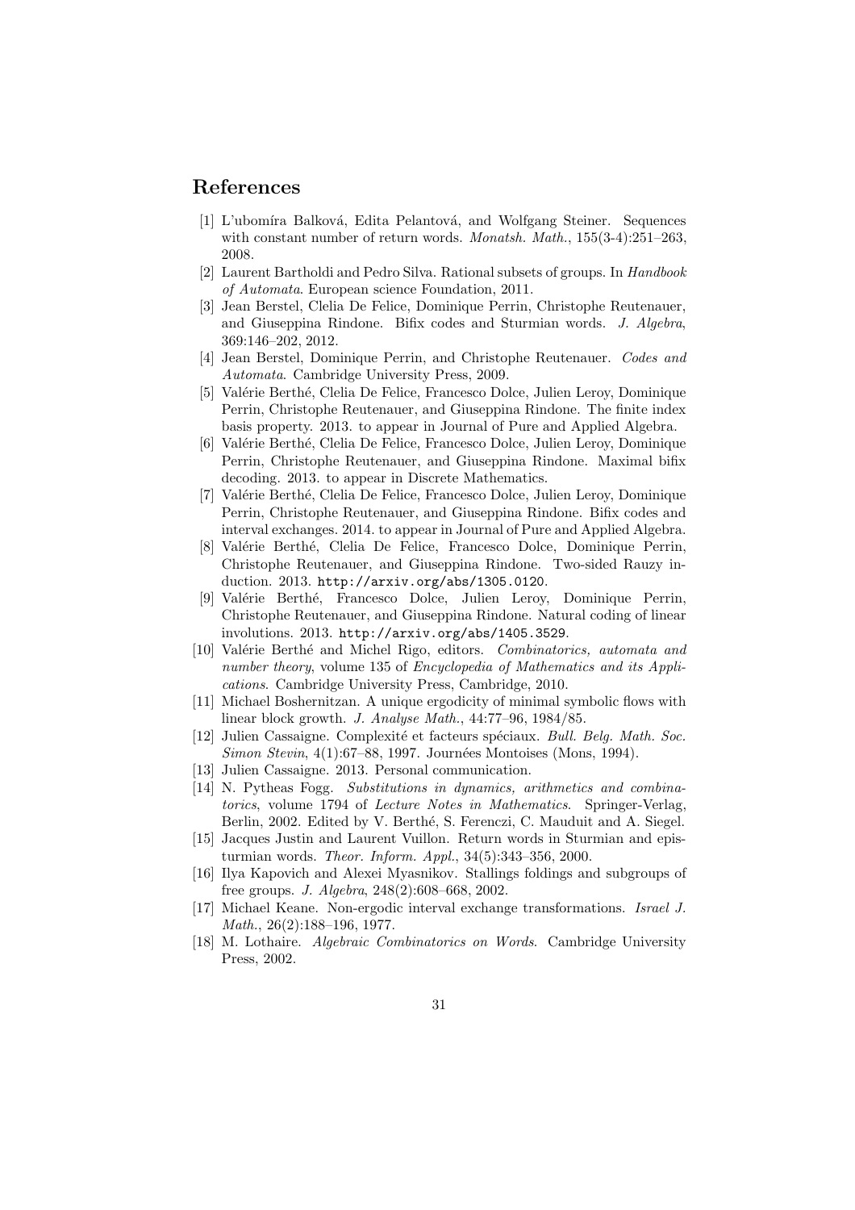## References

[1] L'ubomíra Balková, Edita Pelantová, and Wolfgang Steiner. Sequences with constant number of return words. *Monatsh. Math.*, 155(3-4):251–263, 2008.

[2] Laurent Bartholdi and Pedro Silva. Rational subsets of groups. In *Handbook of Automata*. European science Foundation, 2011.

[3] Jean Berstel, Clelia De Felice, Dominique Perrin, Christophe Reutenauer, and Giuseppina Rindone. Bifix codes and Sturmian words. *J. Algebra*, 369:146–202, 2012.

[4] Jean Berstel, Dominique Perrin, and Christophe Reutenauer. *Codes and Automata*. Cambridge University Press, 2009.

[5] Valérie Berthé, Clelia De Felice, Francesco Dolce, Julien Leroy, Dominique Perrin, Christophe Reutenauer, and Giuseppina Rindone. The finite index basis property. 2013. to appear in Journal of Pure and Applied Algebra.

[6] Valérie Berthé, Clelia De Felice, Francesco Dolce, Julien Leroy, Dominique Perrin, Christophe Reutenauer, and Giuseppina Rindone. Maximal bifix decoding. 2013. to appear in Discrete Mathematics.

[7] Valérie Berthé, Clelia De Felice, Francesco Dolce, Julien Leroy, Dominique Perrin, Christophe Reutenauer, and Giuseppina Rindone. Bifix codes and interval exchanges. 2014. to appear in Journal of Pure and Applied Algebra.

[8] Valérie Berthé, Clelia De Felice, Francesco Dolce, Dominique Perrin, Christophe Reutenauer, and Giuseppina Rindone. Two-sided Rauzy induction. 2013. `http://arxiv.org/abs/1305.0120`.

[9] Valérie Berthé, Francesco Dolce, Julien Leroy, Dominique Perrin, Christophe Reutenauer, and Giuseppina Rindone. Natural coding of linear involutions. 2013. `http://arxiv.org/abs/1405.3529`.

[10] Valérie Berthé and Michel Rigo, editors. *Combinatorics, automata and number theory*, volume 135 of *Encyclopedia of Mathematics and its Applications*. Cambridge University Press, Cambridge, 2010.

[11] Michael Boshernitzan. A unique ergodicity of minimal symbolic flows with linear block growth. *J. Analyse Math.*, 44:77–96, 1984/85.

[12] Julien Cassaigne. Complexité et facteurs spéciaux. *Bull. Belg. Math. Soc. Simon Stevin*, 4(1):67–88, 1997. Journées Montoises (Mons, 1994).

[13] Julien Cassaigne. 2013. Personal communication.

[14] N. Pytheas Fogg. *Substitutions in dynamics, arithmetics and combinatorics*, volume 1794 of *Lecture Notes in Mathematics*. Springer-Verlag, Berlin, 2002. Edited by V. Berthé, S. Ferenczi, C. Mauduit and A. Siegel.

[15] Jacques Justin and Laurent Vuillon. Return words in Sturmian and episturmian words. *Theor. Inform. Appl.*, 34(5):343–356, 2000.

[16] Ilya Kapovich and Alexei Myasnikov. Stallings foldings and subgroups of free groups. *J. Algebra*, 248(2):608–668, 2002.

[17] Michael Keane. Non-ergodic interval exchange transformations. *Israel J. Math.*, 26(2):188–196, 1977.

[18] M. Lothaire. *Algebraic Combinatorics on Words*. Cambridge University Press, 2002.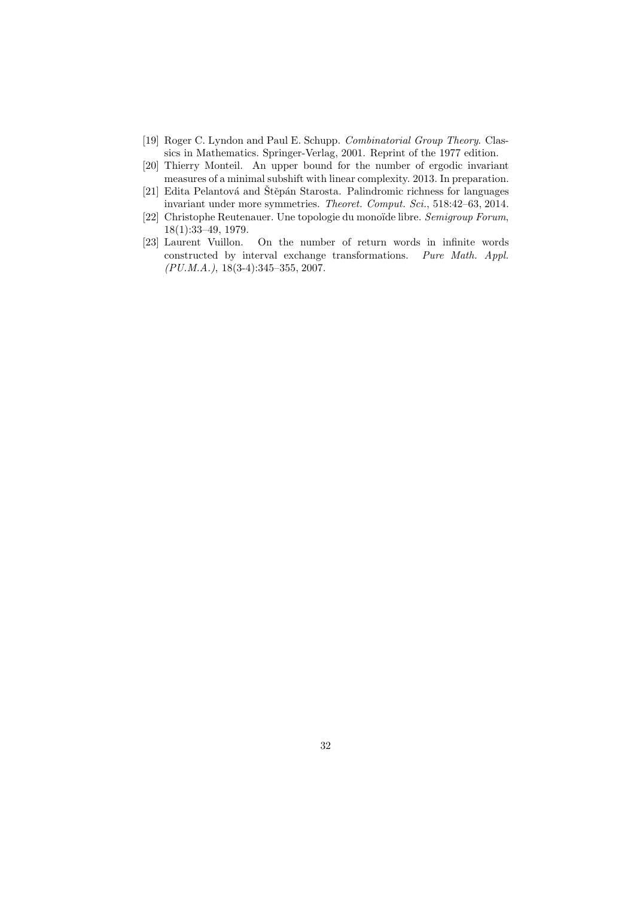[19] Roger C. Lyndon and Paul E. Schupp. *Combinatorial Group Theory*. Classics in Mathematics. Springer-Verlag, 2001. Reprint of the 1977 edition.

[20] Thierry Monteil. An upper bound for the number of ergodic invariant measures of a minimal subshift with linear complexity. 2013. In preparation.

[21] Edita Pelantová and Štěpán Starosta. Palindromic richness for languages invariant under more symmetries. *Theoret. Comput. Sci.*, 518:42–63, 2014.

[22] Christophe Reutenauer. Une topologie du monoïde libre. *Semigroup Forum*, 18(1):33–49, 1979.

[23] Laurent Vuillon. On the number of return words in infinite words constructed by interval exchange transformations. *Pure Math. Appl. (PU.M.A.)*, 18(3-4):345–355, 2007.